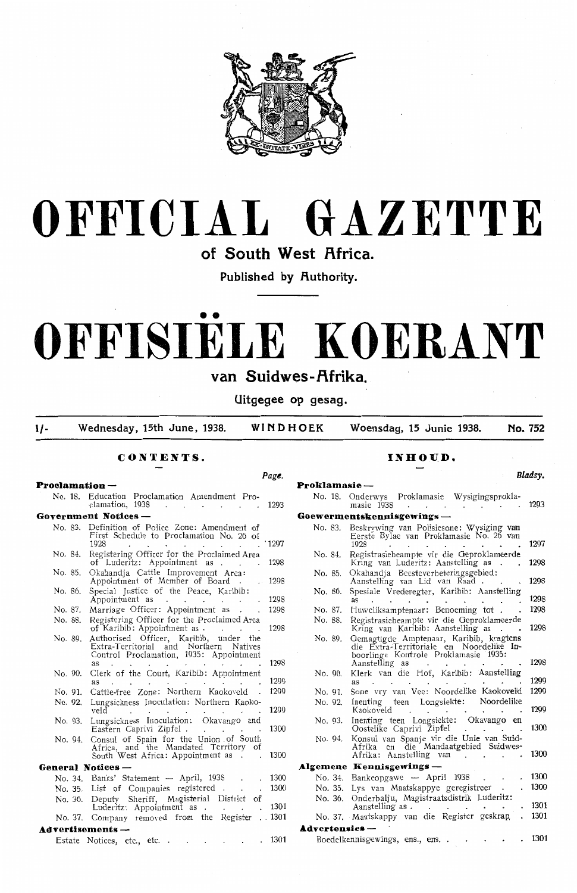# OFFICIAL GAZETTE

## of South West Africa.

**Published by Authority.**

# OFFISIËLE KOERANT

## van Suidwes-Afrika.

**Uitgegee op gesag.**

1/- Wednesday, 15th June, 1938. **WINDHOEK** Woensdag, 15 Junie 1938. **No. 752**

## CONTENTS.

| | Page. |
|---|---|
| **Proclamation —** | |
| No. 18. Education Proclamation Amendment Proclamation, 1938 | 1293 |
| **Government Notices —** | |
| No. 83. Definition of Police Zone: Amendment of First Schedule to Proclamation No. 26 of 1928 | 1297 |
| No. 84. Registering Officer for the Proclaimed Area of Luderitz: Appointment as | 1298 |
| No. 85. Okahandja Cattle Improvement Area: Appointment of Member of Board | 1298 |
| No. 86. Special Justice of the Peace, Karibib: Appointment as | 1298 |
| No. 87. Marriage Officer: Appointment as | 1298 |
| No. 88. Registering Officer for the Proclaimed Area of Karibib: Appointment as | 1298 |
| No. 89. Authorised Officer, Karibib, under the Extra-Territorial and Northern Natives Control Proclamation, 1935: Appointment as | 1298 |
| No. 90. Clerk of the Court, Karibib: Appointment as | 1299 |
| No. 91. Cattle-free Zone: Northern Kaokoveld | 1299 |
| No. 92. Lungsickness Inoculation: Northern Kaokoveld | 1299 |
| No. 93. Lungsickness Inoculation: Okavango and Eastern Caprivi Zipfel | 1300 |
| No. 94. Consul of Spain for the Union of South Africa, and the Mandated Territory of South West Africa: Appointment as | 1300 |
| **General Notices —** | |
| No. 34. Banks' Statement — April, 1938 | 1300 |
| No. 35. List of Companies registered | 1300 |
| No. 36. Deputy Sheriff, Magisterial District of Luderitz: Appointment as | 1301 |
| No. 37. Company removed from the Register | 1301 |
| **Advertisements —** | |
| Estate Notices, etc., etc. | 1301 |

## INHOUD.

| | Bladsy. |
|---|---|
| **Proklamasie —** | |
| No. 18. Onderwys Proklamasie Wysigingsproklamasie 1938 | 1293 |
| **Goewermentskennisgewings —** | |
| No. 83. Beskrywing van Polisiesone: Wysiging van Eerste Bylae van Proklamasie No. 26 van 1928 | 1297 |
| No. 84. Registrasiebeampte vir die Geproklameerde Kring van Luderitz: Aanstelling as | 1298 |
| No. 85. Okahandja Beesteverbeteringsgebied: Aanstelling van Lid van Raad | 1298 |
| No. 86. Spesiale Vrederegter, Karibib: Aanstelling as | 1298 |
| No. 87. Huweliksamptenaar: Benoeming tot | 1298 |
| No. 88. Registrasiebeampte vir die Geproklameerde Kring van Karibib: Aanstelling as | 1298 |
| No. 89. Gemagtigde Amptenaar, Karibib, kragtens die Extra-Territoriale en Noordelike Inboorlinge Kontrole Proklamasie 1935: Aanstelling as | 1298 |
| No. 90. Klerk van die Hof, Karibib: Aanstelling as | 1299 |
| No. 91. Sone vry van Vee: Noordelike Kaokoveld | 1299 |
| No. 92. Inenting teen Longsiekte: Noordelike Kaokoveld | 1299 |
| No. 93. Inenting teen Longsiekte: Okavango en Oostelike Caprivi Zipfel | 1300 |
| No. 94. Konsul van Spanje vir die Unie van Suid-Afrika en die Mandaatgebied Suidwes-Afrika: Aanstelling van | 1300 |
| **Algemene Kennisgewings —** | |
| No. 34. Bankeopgawe — April 1938 | 1300 |
| No. 35. Lys van Maatskappye geregistreer | 1300 |
| No. 36. Onderbalju, Magistraatsdistrik Luderitz: Aanstelling as | 1301 |
| No. 37. Maatskappy van die Register geskrap | 1301 |
| **Advertensies —** | |
| Boedelkennisgewings, ens., ens. | 1301 |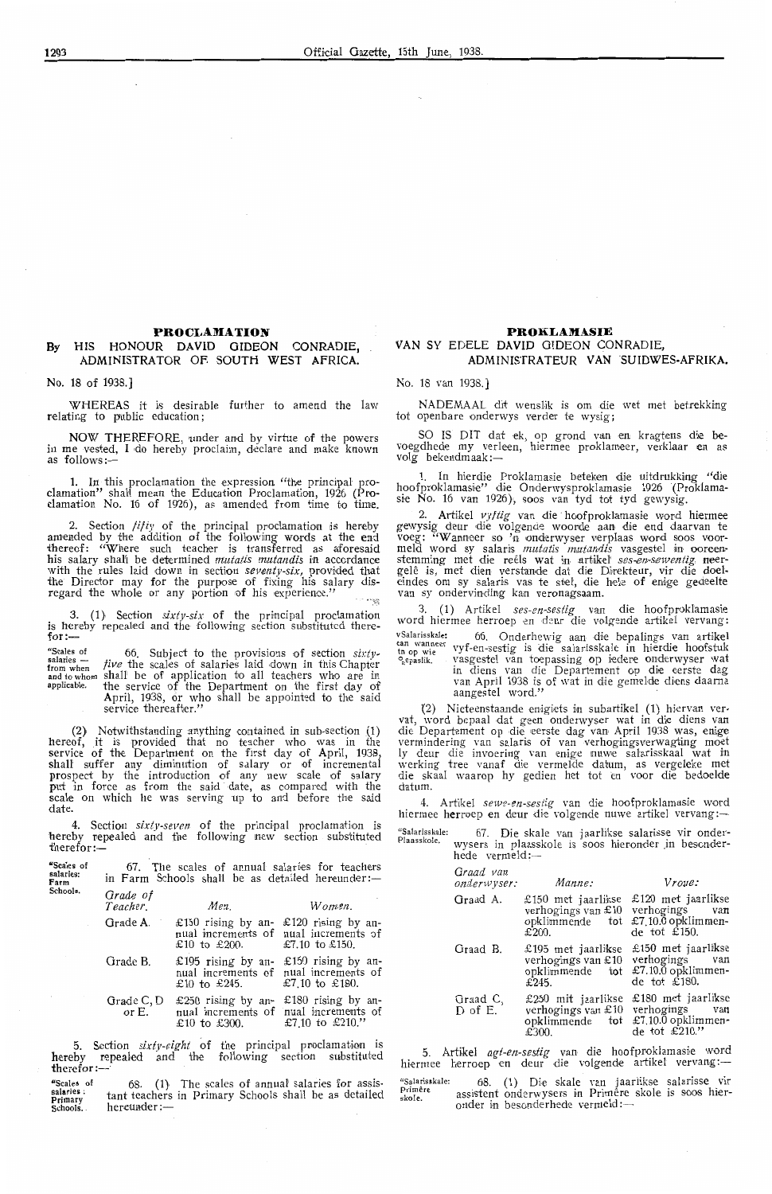## PROCLAMATION

### By HIS HONOUR DAVID GIDEON CONRADIE, ADMINISTRATOR OF SOUTH WEST AFRICA.

No. 18 of 1938.]

WHEREAS it is desirable further to amend the law relating to public education;

NOW THEREFORE, under and by virtue of the powers in me vested, I do hereby proclaim, declare and make known as follows:—

1. In this proclamation the expression "the principal proclamation" shall mean the Education Proclamation, 1926 (Proclamation No. 16 of 1926), as amended from time to time.

2. Section *fifty* of the principal proclamation is hereby amended by the addition of the following words at the end thereof: "Where such teacher is transferred as aforesaid his salary shall be determined *mutatis mutandis* in accordance with the rules laid down in section *seventy-six*, provided that the Director may for the purpose of fixing his salary disregard the whole or any portion of his experience."

3. (1) Section *sixty-six* of the principal proclamation is hereby repealed and the following section substituted therefor:—

"Scales of salaries — from when and to whom applicable.

66. Subject to the provisions of section *sixty-five* the scales of salaries laid down in this Chapter shall be of application to all teachers who are in the service of the Department on the first day of April, 1938, or who shall be appointed to the said service thereafter."

(2) Notwithstanding anything contained in sub-section (1) hereof, it is provided that no teacher who was in the service of the Department on the first day of April, 1938, shall suffer any diminution of salary or of incremental prospect by the introduction of any new scale of salary put in force as from the said date, as compared with the scale on which he was serving up to and before the said date.

4. Section *sixty-seven* of the principal proclamation is hereby repealed and the following new section substituted therefor:—

"Scales of salaries: Farm Schools.

67. The scales of annual salaries for teachers in Farm Schools shall be as detailed hereunder:—

| Grade of Teacher. | Men. | Women. |
|---|---|---|
| Grade A. | £150 rising by annual increments of £10 to £200. | £120 rising by annual increments of £7.10 to £150. |
| Grade B. | £195 rising by annual increments of £10 to £245. | £150 rising by annual increments of £7.10 to £180. |
| Grade C, D or E. | £250 rising by annual increments of £10 to £300. | £180 rising by annual increments of £7.10 to £210." |

5. Section *sixty-eight* of the principal proclamation is hereby repealed and the following section substituted therefor:—

"Scales of salaries: Primary Schools.

68. (1) The scales of annual salaries for assistant teachers in Primary Schools shall be as detailed hereunder:—

## PROKLAMASIE

### VAN SY EDELE DAVID GIDEON CONRADIE, ADMINISTRATEUR VAN SUIDWES-AFRIKA.

No. 18 van 1938.]

NADEMAAL dit wenslik is om die wet met betrekking tot openbare onderwys verder te wysig;

SO IS DIT dat ek, op grond van en kragtens die bevoegdhede my verleen, hiermee proklameer, verklaar en as volg bekendmaak:—

1. In hierdie Proklamasie beteken die uitdrukking "die hoofproklamasie" die Onderwysproklamasie 1926 (Proklamasie No. 16 van 1926), soos van tyd tot tyd gewysig.

2. Artikel *vyftig* van die hoofproklamasie word hiermee gewysig deur die volgende woorde aan die end daarvan te voeg: "Wanneer so 'n onderwyser verplaas word soos voormeld word sy salaris *mutatis mutandis* vasgestel in ooreenstemming met die reëls wat in artikel *ses-en-sewentig* neergelê is, met dien verstande dat die Direkteur, vir die doeleindes om sy salaris vas te stel, die hele of enige gedeelte van sy ondervinding kan veronagsaam.

3. (1) Artikel *ses-en-sestig* van die hoofproklamasie word hiermee herroep en deur die volgende artikel vervang:

"Salarisskale: van wanneer en op wie toepaslik.

66. Onderhewig aan die bepalings van artikel vyf-en-sestig is die salarisskale in hierdie hoofstuk vasgestel van toepassing op iedere onderwyser wat in diens van die Departement op die eerste dag van April 1938 is of wat in die gemelde diens daarna aangestel word."

(2) Nieteenstaande enigiets in subartikel (1) hiervan vervat, word bepaal dat geen onderwyser wat in die diens van die Departement op die eerste dag van April 1938 was, enige vermindering van salaris of van verhogingsverwagting moet ly deur die invoering van enige nuwe salarisskaal wat in werking tree vanaf die vermelde datum, as vergeleke met die skaal waarop hy gedien het tot en voor die bedoelde datum.

4. Artikel *sewe-en-sestig* van die hoofproklamasie word hiermee herroep en deur die volgende nuwe artikel vervang:—

"Salarisskale: Plaasskole.

67. Die skale van jaarlikse salarisse vir onderwysers in plaasskole is soos hieronder in besonderhede vermeld:—

| Graad van onderwyser: | Manne: | Vroue: |
|---|---|---|
| Graad A. | £150 met jaarlikse verhogings van £10 opklimmende tot £200. | £120 met jaarlikse verhogings van £7.10.0 opklimmende tot £150. |
| Graad B. | £195 met jaarlikse verhogings van £10 opklimmende tot £245. | £150 met jaarlikse verhogings van £7.10.0 opklimmende tot £180. |
| Graad C, D of E. | £250 mit jaarlikse verhogings van £10 opklimmende tot £300. | £180 met jaarlikse verhogings van £7.10.0 opklimmende tot £210." |

5. Artikel *agt-en-sestig* van die hoofproklamasie word hiermee herroep en deur die volgende artikel vervang:—

"Salarisskale: Primêre skole.

68. (1) Die skale van jaarlikse salarisse vir assistent onderwysers in Primêre skole is soos hieronder in besonderhede vermeld:—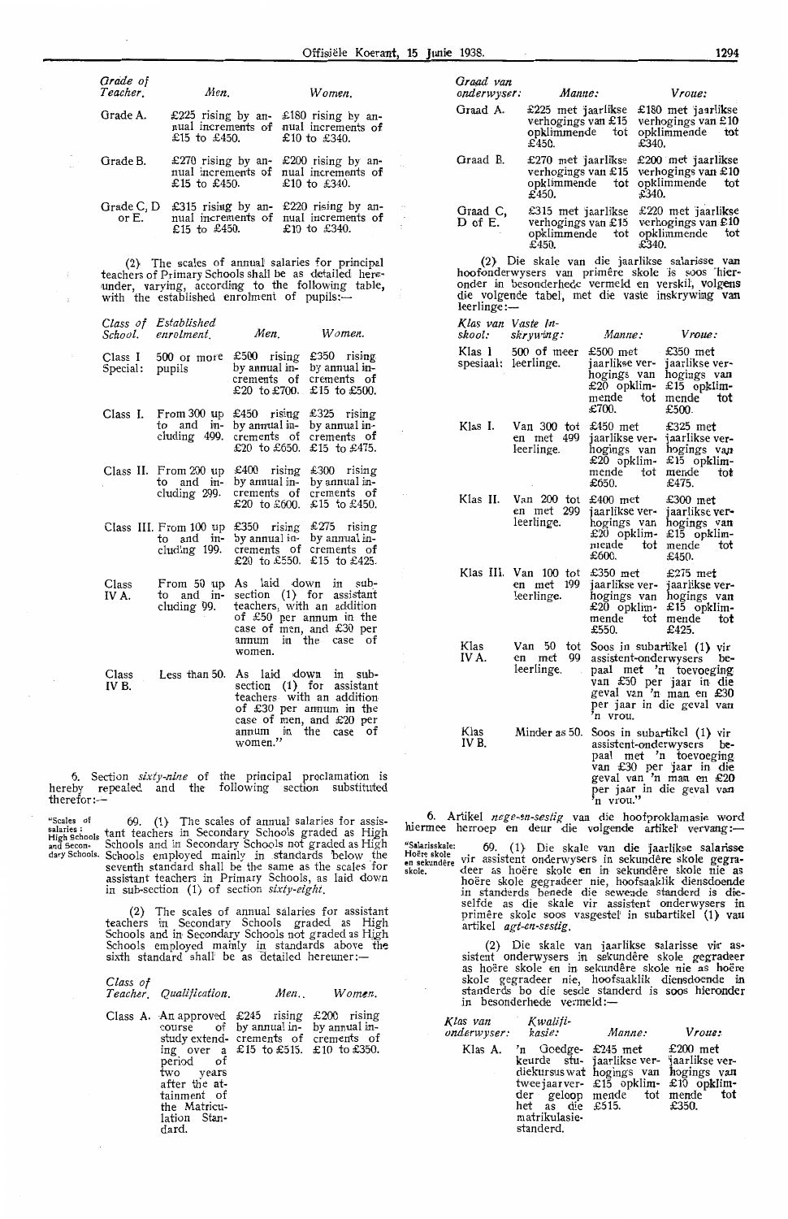| Grade of Teacher. | Men. | Women. |
|---|---|---|
| Grade A. | £225 rising by annual increments of £15 to £450. | £180 rising by annual increments of £10 to £340. |
| Grade B. | £270 rising by annual increments of £15 to £450. | £200 rising by annual increments of £10 to £340. |
| Grade C, D or E. | £315 rising by annual increments of £15 to £450. | £220 rising by annual increments of £10 to £340. |

(2) The scales of annual salaries for principal teachers of Primary Schools shall be as detailed hereunder, varying, according to the following table, with the established enrolment of pupils:—

| Class of School. | Established enrolment. | Men. | Women. |
|---|---|---|---|
| Class I Special: | 500 or more pupils | £500 rising by annual increments of £20 to £700. | £350 rising by annual increments of £15 to £500. |
| Class I. | From 300 up to and including 499. | £450 rising by annual increments of £20 to £650. | £325 rising by annual increments of £15 to £475. |
| Class II. | From 200 up to and including 299. | £400 rising by annual increments of £20 to £600. | £300 rising by annual increments of £15 to £450. |
| Class III. | From 100 up to and including 199. | £350 rising by annual increments of £20 to £550. | £275 rising by annual increments of £15 to £425. |
| Class IV A. | From 50 up to and including 99. | As laid down in sub-section (1) for assistant teachers, with an addition of £50 per annum in the case of men, and £30 per annum in the case of women. | |
| Class IV B. | Less than 50. | As laid down in sub-section (1) for assistant teachers with an addition of £30 per annum in the case of men, and £20 per annum in the case of women." | |

6. Section *sixty-nine* of the principal proclamation is hereby repealed and the following section substituted therefor:—

"Scales of salaries: High Schools and Secondary Schools.

69. (1) The scales of annual salaries for assistant teachers in Secondary Schools graded as High Schools and in Secondary Schools not graded as High Schools employed mainly in standards below the seventh standard shall be the same as the scales for assistant teachers in Primary Schools, as laid down in sub-section (1) of section *sixty-eight*.

(2) The scales of annual salaries for assistant teachers in Secondary Schools graded as High Schools and in Secondary Schools not graded as High Schools employed mainly in standards above the sixth standard shall be as detailed hereunder:—

| Class of Teacher. | Qualification. | Men. | Women. |
|---|---|---|---|
| Class A. | An approved course of study extending over a period of two years after the attainment of the Matriculation Standard. | £245 rising by annual increments of £15 to £515. | £200 rising by annual increments of £10 to £350. |

| Graad van onderwyser: | Manne: | Vroue: |
|---|---|---|
| Graad A. | £225 met jaarlikse verhogings van £15 opklimmende tot £450. | £180 met jaarlikse verhogings van £10 opklimmende tot £340. |
| Graad B. | £270 met jaarlikse verhogings van £15 opklimmende tot £450. | £200 met jaarlikse verhogings van £10 opklimmende tot £340. |
| Graad C, D of E. | £315 met jaarlikse verhogings van £15 opklimmende tot £450. | £220 met jaarlikse verhogings van £10 opklimmende tot £340. |

(2) Die skale van die jaarlikse salarisse van hoofonderwysers van primêre skole is soos hieronder in besonderhede vermeld en verskil, volgens die volgende tabel, met die vaste inskrywing van leerlinge:—

| Klas van skool: | Vaste Inskrywing: | Manne: | Vroue: |
|---|---|---|---|
| Klas I spesiaal: | 500 of meer leerlinge. | £500 met jaarlikse verhogings van £20 opklimmende tot £700. | £350 met jaarlikse verhogings van £15 opklimmende tot £500. |
| Klas I. | Van 300 tot en met 499 leerlinge. | £450 met jaarlikse verhogings van £20 opklimmende tot £650. | £325 met jaarlikse verhogings van £15 opklimmende tot £475. |
| Klas II. | Van 200 tot en met 299 leerlinge. | £400 met jaarlikse verhogings van £20 opklimmende tot £600. | £300 met jaarlikse verhogings van £15 opklimmende tot £450. |
| Klas III. | Van 100 tot en met 199 leerlinge. | £350 met jaarlikse verhogings van £20 opklimmende tot £550. | £275 met jaarlikse verhogings van £15 opklimmende tot £425. |
| Klas IV A. | Van 50 tot en met 99 leerlinge. | Soos in subartikel (1) vir assistent-onderwysers bepaal met 'n toevoeging van £50 per jaar in die geval van 'n man en £30 per jaar in die geval van 'n vrou. | |
| Klas IV B. | Minder as 50. | Soos in subartikel (1) vir assistent-onderwysers bepaal met 'n toevoeging van £30 per jaar in die geval van 'n man en £20 per jaar in die geval van 'n vrou." | |

6. Artikel *nege-en-sestig* van die hoofproklamasie word hiermee herroep en deur die volgende artikel vervang:—

"Salarisskale: Hoëre skole en sekundêre skole.

69. (1) Die skale van die jaarlikse salarisse vir assistent onderwysers in sekundêre skole gegradeer as hoëre skole en in sekundêre skole nie as hoëre skole gegradeer nie, hoofsaaklik diensdoende in standerds benede die sewende standerd is dieselfde as die skale vir assistent onderwysers in primêre skole soos vasgestel in subartikel (1) van artikel *agt-en-sestig*.

(2) Die skale van jaarlikse salarisse vir assistent onderwysers in sekundêre skole gegradeer as hoëre skole en in sekundêre skole nie as hoëre skole gegradeer nie, hoofsaaklik diensdoende in standerds bo die sesde standerd is soos hieronder in besonderhede vermeld:—

| Klas van onderwyser: | Kwalifikasie: | Manne: | Vroue: |
|---|---|---|---|
| Klas A. | 'n Goedgekeurde studiekursus wat tweejaar verder geloop het as die matrikulasiestanderd. | £245 met jaarlikse verhogings van £15 opklimmende tot £515. | £200 met jaarlikse verhogings van £10 opklimmende tot £350. |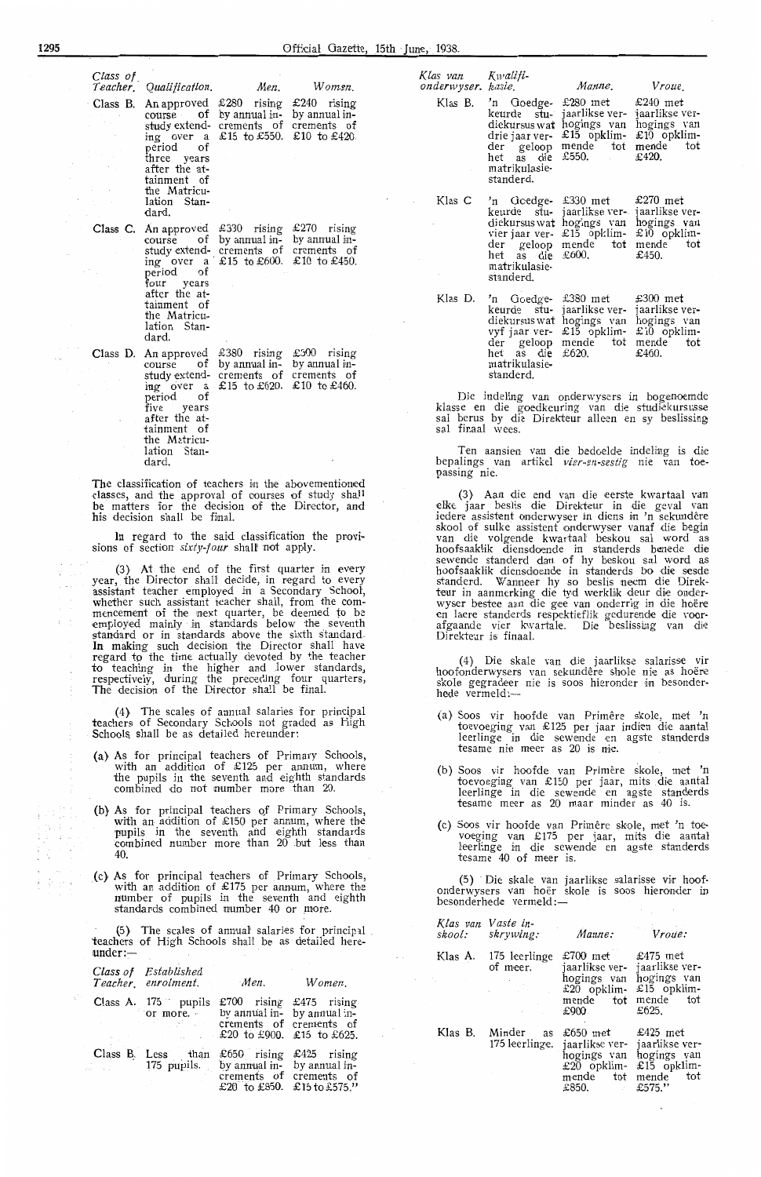| Class of Teacher. | Qualification. | Men. | Women. |
|---|---|---|---|
| Class B. | An approved course of study extending over a period of three years after the attainment of the Matriculation Standard. | £280 rising by annual increments of £15 to £550. | £240 rising by annual increments of £10 to £420. |
| Class C. | An approved course of study extending over a period of four years after the attainment of the Matriculation Standard. | £330 rising by annual increments of £15 to £600. | £270 rising by annual increments of £10 to £450. |
| Class D. | An approved course of study extending over a period of five years after the attainment of the Matriculation Standard. | £380 rising by annual increments of £15 to £620. | £300 rising by annual increments of £10 to £460. |

The classification of teachers in the abovementioned classes, and the approval of courses of study shall be matters for the decision of the Director, and his decision shall be final.

In regard to the said classification the provisions of section *sixty-four* shall not apply.

(3) At the end of the first quarter in every year, the Director shall decide, in regard to every assistant teacher employed in a Secondary School, whether such assistant teacher shall, from the commencement of the next quarter, be deemed to be employed mainly in standards below the seventh standard or in standards above the sixth standard. In making such decision the Director shall have regard to the time actually devoted by the teacher to teaching in the higher and lower standards, respectively, during the preceding four quarters. The decision of the Director shall be final.

(4) The scales of annual salaries for principal teachers of Secondary Schools not graded as High Schools shall be as detailed hereunder:

(a) As for principal teachers of Primary Schools, with an addition of £125 per annum, where the pupils in the seventh and eighth standards combined do not number more than 20.

(b) As for principal teachers of Primary Schools, with an addition of £150 per annum, where the pupils in the seventh and eighth standards combined number more than 20 but less than 40.

(c) As for principal teachers of Primary Schools, with an addition of £175 per annum, where the number of pupils in the seventh and eighth standards combined number 40 or more.

(5) The scales of annual salaries for principal teachers of High Schools shall be as detailed hereunder:—

| Class of Teacher. | Established enrolment. | Men. | Women. |
|---|---|---|---|
| Class A. | 175 pupils or more. | £700 rising by annual increments of £20 to £900. | £475 rising by annual increments of £15 to £625. |
| Class B. | Less than 175 pupils. | £650 rising by annual increments of £20 to £850. | £425 rising by annual increments of £15 to £575." |

| Klas van onderwyser. | Kwalifikasie. | Manne. | Vroue. |
|---|---|---|---|
| Klas B. | 'n Goedgekeurde studiekursus wat drie jaar verder geloop het as die matrikulasiestanderd. | £280 met jaarlikse verhogings van £15 opklimmende tot £550. | £240 met jaarlikse verhogings van £10 opklimmende tot £420. |
| Klas C | 'n Goedgekeurde studiekursus wat vier jaar verder geloop het as die matrikulasiestanderd. | £330 met jaarlikse verhogings van £15 opklimmende tot £600. | £270 met jaarlikse verhogings van £10 opklimmende tot £450. |
| Klas D. | 'n Goedgekeurde studiekursus wat vyf jaar verder geloop het as die matrikulasiestanderd. | £380 met jaarlikse verhogings van £15 opklimmende tot £620. | £300 met jaarlikse verhogings van £10 opklimmende tot £460. |

Die indeling van onderwysers in bogenoemde klasse en die goedkeuring van die studiekursusse sal berus by die Direkteur alleen en sy beslissing sal finaal wees.

Ten aansien van die bedoelde indeling is die bepalings van artikel *vier-en-sestig* nie van toepassing nie.

(3) Aan die end van die eerste kwartaal van elke jaar beslis die Direkteur in die geval van iedere assistent onderwyser in diens in 'n sekundêre skool of sulke assistent onderwyser vanaf die begin van die volgende kwartaal beskou sal word as hoofsaaklik diensdoende in standerds benede die sewende standerd dan of hy beskou sal word as hoofsaaklik diensdoende in standerds bo die sesde standerd. Wanneer hy so beslis neem die Direkteur in aanmerking die tyd werklik deur die onderwyser bestee aan die gee van onderrig in die hoëre en laere standerds respektieflik gedurende die voorafgaande vier kwartale. Die beslissing van die Direkteur is finaal.

(4) Die skale van die jaarlikse salarisse vir hoofonderwysers van sekundêre shole nie as hoëre skole gegradeer nie is soos hieronder in besonderhede vermeld:—

(a) Soos vir hoofde van Primêre skole, met 'n toevoeging van £125 per jaar indien die aantal leerlinge in die sewende en agste standerds tesame nie meer as 20 is nie.

(b) Soos vir hoofde van Primêre skole, met 'n toevoeging van £150 per jaar, mits die aantal leerlinge in die sewende en agste standerds tesame meer as 20 maar minder as 40 is.

(c) Soos vir hoofde van Primêre skole, met 'n toevoeging van £175 per jaar, mits die aantal leerlinge in die sewende en agste standerds tesame 40 of meer is.

(5) Die skale van jaarlikse salarisse vir hoofonderwysers van hoër skole is soos hieronder in besonderhede vermeld:—

| Klas van skool: | Vaste inskrywing: | Manne: | Vroue: |
|---|---|---|---|
| Klas A. | 175 leerlinge of meer. | £700 met jaarlikse verhogings van £20 opklimmende tot £900 | £475 met jaarlikse verhogings van £15 opklimmende tot £625. |
| Klas B. | Minder as 175 leerlinge. | £650 met jaarlikse verhogings van £20 opklimmende tot £850. | £425 met jaarlikse verhogings van £15 opklimmende tot £575." |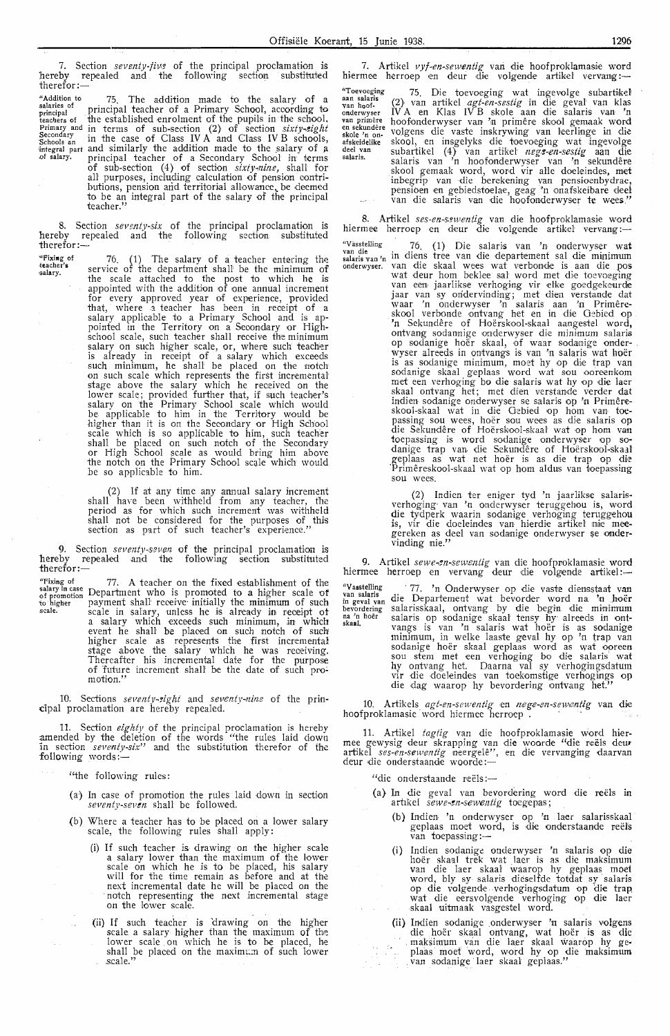7. Section *seventy-five* of the principal proclamation is hereby repealed and the following section substituted therefor:—

"Addition to salaries of principal teachers of Primary and Secondary Schools an integral part of salary.

75. The addition made to the salary of a principal teacher of a Primary School, according to the established enrolment of the pupils in the school, in terms of sub-section (2) of section *sixty-eight* in the case of Class IV A and Class IV B schools, and similarly the addition made to the salary of a principal teacher of a Secondary School in terms of sub-section (4) of section *sixty-nine*, shall for all purposes, including calculation of pension contributions, pension and territorial allowance, be deemed to be an integral part of the salary of the principal teacher."

8. Section *seventy-six* of the principal proclamation is hereby repealed and the following section substituted therefor:—

"Fixing of teacher's salary.

76. (1) The salary of a teacher entering the service of the department shall be the minimum of the scale attached to the post to which he is appointed with the addition of one annual increment for every approved year of experience, provided that, where a teacher has been in receipt of a salary applicable to a Primary School and is appointed in the Territory on a Secondary or High-school scale, such teacher shall receive the minimum salary on such higher scale, or, where such teacher is already in receipt of a salary which exceeds such minimum, he shall be placed on the notch on such scale which represents the first incremental stage above the salary which he received on the lower scale; provided further that, if such teacher's salary on the Primary School scale which would be applicable to him in the Territory would be higher than it is on the Secondary or High School scale which is so applicable to him, such teacher shall be placed on such notch of the Secondary or High School scale as would bring him above the notch on the Primary School scale which would be so applicable to him.

(2) If at any time any annual salary increment shall have been withheld from any teacher, the period as for which such increment was withheld shall not be considered for the purposes of this section as part of such teacher's experience."

9. Section *seventy-seven* of the principal proclamation is hereby repealed and the following section substituted therefor:—

"Fixing of salary in case of promotion to higher scale.

77. A teacher on the fixed establishment of the Department who is promoted to a higher scale of payment shall receive initially the minimum of such scale in salary, unless he is already in receipt of a salary which exceeds such minimum, in which event he shall be placed on such notch of such higher scale as represents the first incremental stage above the salary which he was receiving. Thereafter his incremental date for the purpose of future increment shall be the date of such promotion."

10. Sections *seventy-eight* and *seventy-nine* of the principal proclamation are hereby repealed.

11. Section *eighty* of the principal proclamation is hereby amended by the deletion of the words "the rules laid down in section *seventy-six*" and the substitution therefor of the following words:—

"the following rules:

(a) In case of promotion the rules laid down in section *seventy-seven* shall be followed.

(b) Where a teacher has to be placed on a lower salary scale, the following rules shall apply:

(i) If such teacher is drawing on the higher scale a salary lower than the maximum of the lower scale on which he is to be placed, his salary will for the time remain as before and at the next incremental date he will be placed on the notch representing the next incremental stage on the lower scale.

(ii) If such teacher is drawing on the higher scale a salary higher than the maximum of the lower scale on which he is to be placed, he shall be placed on the maximum of such lower scale."

7. Artikel *vyf-en-sewentig* van die hoofproklamasie word hiermee herroep en deur die volgende artikel vervang:—

"Toevoeging aan salaris van hoof-onderwyser van primêre en sekundêre skole 'n onafskeidelike deel van salaris.

75. Die toevoeging wat ingevolge subartikel (2) van artikel *agt-en-sestig* in die geval van klas IV A en Klas IV B skole aan die salaris van 'n hoofonderwyser van 'n primêre skool gemaak word volgens die vaste inskrywing van leerlinge in die skool, en insgelyks die toevoeging wat ingevolge subartikel (4) van artikel *nege-en-sestig* aan die salaris van 'n hoofonderwyser van 'n sekundêre skool gemaak word, word vir alle doeleindes, met inbegrip van die berekening van pensioenbydrae, pensioen en gebiedstoelae, geag 'n onafskeibare deel van die salaris van die hoofonderwyser te wees."

8. Artikel *ses-en-sewentig* van die hoofproklamasie word hiermee herroep en deur die volgende artikel vervang:—

"Vasstelling van die salaris van 'n onderwyser.

76. (1) Die salaris van 'n onderwyser wat in diens tree van die departement sal die minimum van die skaal wees wat verbonde is aan die pos wat deur hom beklee sal word met die toevoeging van een jaarlikse verhoging vir elke goedgekeurde jaar van sy ondervinding; met dien verstande dat waar 'n onderwyser 'n salaris aan 'n Primêre-skool verbonde ontvang het en in die Gebied op 'n Sekundêre of Hoërskool-skaal aangestel word, ontvang sodanige onderwyser die minimum salaris op sodanige hoër skaal, of waar sodanige onderwyser alreeds in ontvangs is van 'n salaris wat hoër is as sodanige minimum, moet hy op die trap van sodanige skaal geplaas word wat sou ooreenkom met een verhoging bo die salaris wat hy op die laer skaal ontvang het; met dien verstande verder dat indien sodanige onderwyser se salaris op 'n Primêre-skool-skaal wat in die Gebied op hom van toepassing sou wees, hoër sou wees as die salaris op die Sekundêre of Hoërskool-skaal wat op hom van toepassing is word sodanige onderwyser op sodanige trap van die Sekundêre of Hoërskool-skaal geplaas as wat net hoër is as die trap op die Primêreskool-skaal wat op hom aldus van toepassing sou wees.

(2) Indien ter eniger tyd 'n jaarlikse salarisverhoging van 'n onderwyser teruggehou is, word die tydperk waarin sodanige verhoging teruggehou is, vir die doeleindes van hierdie artikel nie meegereken as deel van sodanige onderwyser se ondervinding nie."

9. Artikel *sewe-en-sewentig* van die hoofproklamasie word hiermee herroep en vervang deur die volgende artikel:—

"Vasstelling van salaris in geval van bevordering na 'n hoër skaal.

77. 'n Onderwyser op die vaste diensstaat van die Departement wat bevorder word na 'n hoër salarisskaal, ontvang by die begin die minimum salaris op sodanige skaal tensy hy alreeds in ontvangs is van 'n salaris wat hoër is as sodanige minimum, in welke laaste geval hy op 'n trap van sodanige hoër skaal geplaas word as wat ooreen sou stem met een verhoging bo die salaris wat hy ontvang het. Daarna val sy verhogingsdatum vir die doeleindes van toekomstige verhogings op die dag waarop hy bevordering ontvang het."

10. Artikels *agt-en-sewentig* en *nege-en-sewentig* van die hoofproklamasie word hiermee herroep.

11. Artikel *tagtig* van die hoofproklamasie word hiermee gewysig deur skrapping van die woorde "die reëls deur artikel *ses-en-sewentig* neergelê", en die vervanging daarvan deur die onderstaande woorde:—

"die onderstaande reëls:—

(a) In die geval van bevordering word die reëls in artikel *sewe-en-sewentig* toegepas;

(b) Indien 'n onderwyser op 'n laer salarisskaal geplaas moet word, is die onderstaande reëls van toepassing:—

(i) Indien sodanige onderwyser 'n salaris op die hoër skaal trek wat laer is as die maksimum van die laer skaal waarop hy geplaas moet word, bly sy salaris dieselfde totdat sy salaris op die volgende verhogingsdatum op die trap wat die eersvolgende verhoging op die laer skaal uitmaak vasgestel word.

(ii) Indien sodanige onderwyser 'n salaris volgens die hoër skaal ontvang, wat hoër is as die maksimum van die laer skaal waarop hy geplaas moet word, word hy op die maksimum van sodanige laer skaal geplaas."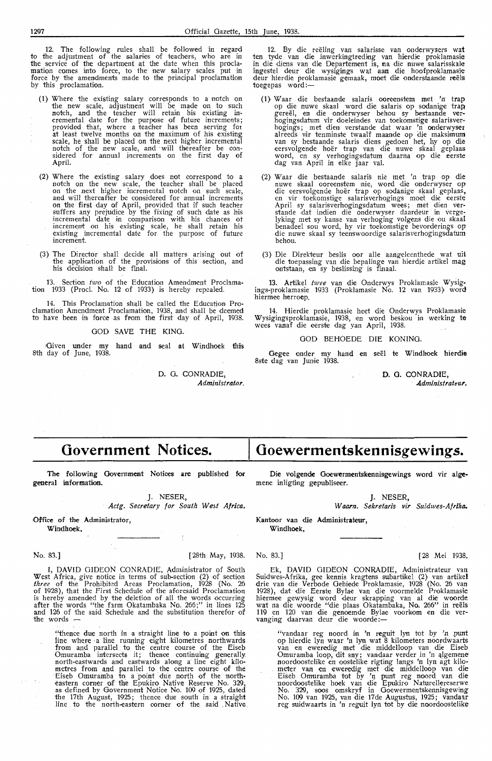12. The following rules shall be followed in regard to the adjustment of the salaries of teachers, who are in the service of the department at the date when this proclamation comes into force, to the new salary scales put in force by the amendments made to the principal proclamation by this proclamation.

(1) Where the existing salary corresponds to a notch on the new scale, adjustment will be made on to such notch, and the teacher will retain his existing incremental date for the purpose of future increments; provided that, where a teacher has been serving for at least twelve months on the maximum of his existing scale, he shall be placed on the next higher incremental notch of the new scale, and will thereafter be considered for annual increments on the first day of April.

(2) Where the existing salary does not correspond to a notch on the new scale, the teacher shall be placed on the next higher incremental notch on such scale, and will thereafter be considered for annual increments on the first day of April, provided that if such teacher suffers any prejudice by the fixing of such date as his incremental date in comparison with his chances of increment on his existing scale, he shall retain his existing incremental date for the purpose of future increment.

(3) The Director shall decide all matters arising out of the application of the provisions of this section, and his decision shall be final.

13. Section *two* of the Education Amendment Proclamation 1933 (Procl. No. 12 of 1933) is hereby repealed.

14. This Proclamation shall be called the Education Proclamation Amendment Proclamation, 1938, and shall be deemed to have been in force as from the first day of April, 1938.

GOD SAVE THE KING.

Given under my hand and seal at Windhoek this 8th day of June, 1938.

D. G. CONRADIE,
*Administrator.*

12. By die reëling van salarisse van onderwysers wat ten tyde van die inwerkingtreding van hierdie proklamasie in die diens van die Departement is, na die nuwe salarisskale ingestel deur die wysigings wat aan die hoofproklamasie deur hierdie proklamasie gemaak, moet die onderstaande reëls toegepas word:—

(1) Waar die bestaande salaris ooreenstem met 'n trap op die nuwe skaal word die salaris op sodanige trap gereël, en die onderwyser behou sy bestaande verhogingsdatum vir doeleindes van toekomstige salarisverhogings; met dien verstande dat waar 'n onderwyser alreeds vir tenminste twaalf maande op die maksimum van sy bestaande salaris diens gedoen het, hy op die eersvolgende hoër trap van die nuwe skaal geplaas word, en sy verhogingsdatum daarna op die eerste dag van April in elke jaar val.

(2) Waar die bestaande salaris nie met 'n trap op die nuwe skaal ooreenstem nie, word die onderwyser op die eersvolgende hoër trap op sodanige skaal geplaas, en vir toekomstige salarisverhogings moet die eerste April sy salarisverhogingsdatum wees; met dien verstande dat indien die onderwyser daardeur in vergelyking met sy kanse van verhoging volgens die ou skaal benadeel sou word, hy vir toekomstige bevorderings op die nuwe skaal sy teenswoordige salarisverhogingsdatum behou.

(3) Die Direkteur beslis oor alle aangeleenthede wat uit die toepassing van die bepalinge van hierdie artikel mag ontstaan, en sy beslissing is finaal.

13. Artikel *twee* van die Onderwys Proklamasie Wysigings-proklamasie 1933 (Proklamasie No. 12 van 1933) word hiermee herroep.

14. Hierdie proklamasie heet die Onderwys Proklamasie Wysigingsproklamasie, 1938, en word beskou in werking te wees vanaf die eerste dag van April, 1938.

GOD BEHOEDE DIE KONING.

Gegee onder my hand en seël te Windhoek hierdie 8ste dag van Junie 1938.

D. G. CONRADIE,
*Administrateur.*

# Government Notices.

**The following Government Notices are published for general information.**

J. NESER,
*Actg. Secretary for South West Africa.*

**Office of the Administrator, Windhoek,**

No. 83.] [28th May, 1938.

I, DAVID GIDEON CONRADIE, Administrator of South West Africa, give notice in terms of sub-section (2) of section *three* of the Prohibited Areas Proclamation, 1928 (No. 26 of 1928), that the First Schedule of the aforesaid Proclamation is hereby amended by the deletion of all the words occurring after the words "the farm Okatambaka No. 266;" in lines 125 and 126 of the said Schedule and the substitution therefor of the words —

> "thence due north in a straight line to a point on this line where a line running eight kilometers northwards from and parallel to the centre course of the Eiseb Omuramba intersects it; thence continuing generally north-eastwards and eastwards along a line eight kilometres from and parallel to the centre course of the Eiseb Omuramba to a point due north of the north-eastern corner of the Epukiro Native Reserve No. 329, as defined by Government Notice No. 109 of 1925, dated the 17th August, 1925; thence due south in a straight line to the north-eastern corner of the said Native

# Goewermentskennisgewings.

**Die volgende Goewermentskennisgewings word vir algemene inligting gepubliseer.**

J. NESER,
*Waarn. Sekretaris vir Suidwes-Afrika.*

**Kantoor van die Administrateur, Windhoek,**

No. 83.] [28 Mei 1938.

Ek, DAVID GIDEON CONRADIE, Administrateur van Suidwes-Afrika, gee kennis kragtens subartikel (2) van artikel drie van die Verbode Gebiede Proklamasie, 1928 (No. 26 van 1928), dat die Eerste Bylae van die voormelde Proklamasie hiermee gewysig word deur skrapping van al die woorde wat na die woorde "die plaas Okatambaka, No. 266" in reëls 119 en 120 van die genoemde Bylae voorkom en die vervanging daarvan deur die woorde:—

> "vandaar reg noord in 'n reguit lyn tot by 'n punt op hierdie lyn waar 'n lyn wat 8 kilometers noordwaarts van en eweredig met die middelloop van die Eiseb Omuramba loop, dit sny; vandaar verder in 'n algemene noordoostelike en oostelike rigting langs 'n lyn agt kilometer van en eweredig met die middelloop van die Eiseb Omuramba tot by 'n punt reg noord van die noordoostelike hoek van die Epukiro Naturellereserwe No. 329, soos omskryf in Goewermentskennisgewing No. 109 van 1925, van die 17de Augustus, 1925; vandaar reg suidwaarts in 'n reguit lyn tot by die noordoostelike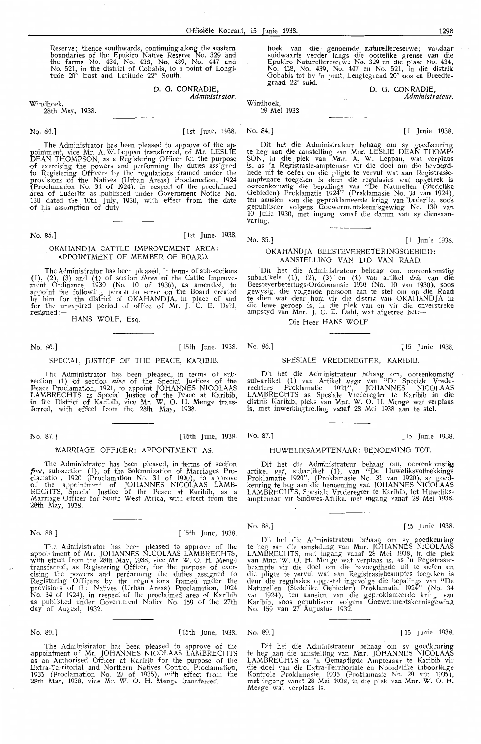Reserve; thence southwards, continuing along the eastern boundaries of the Epukiro Native Reserve No. 329 and the farms No. 434, No. 438, No. 439, No. 447 and No. 521, in the district of Gobabis, to a point of Longitude 20° East and Latitude 22° South.

D. G. CONRADIE,
*Administrator.*

Windhoek,
28th May, 1938.

---

No. 84.] [1st June, 1938.

The Administrator has been pleased to approve of the appointment, vice Mr. A. W. Leppan transferred, of Mr. LESLIE DEAN THOMPSON, as a Registering Officer for the purpose of exercising the powers and performing the duties assigned to Registering Officers by the regulations framed under the provisions of the Natives (Urban Areas) Proclamation, 1924 (Proclamation No. 34 of 1924), in respect of the proclaimed area of Luderitz as published under Government Notice No. 130 dated the 10th July, 1930, with effect from the date of his assumption of duty.

---

No. 85.] [1st June, 1938.

## OKAHANDJA CATTLE IMPROVEMENT AREA: APPOINTMENT OF MEMBER OF BOARD.

The Administrator has been pleased, in terms of sub-sections (1), (2), (3) and (4) of section *three* of the Cattle Improvement Ordinance, 1930 (No. 10 of 1930), as amended, to appoint the following person to serve on the Board created by him for the district of OKAHANDJA, in place of and for the unexpired period of office of Mr. J. C. E. Dahl, resigned:—

HANS WOLF, Esq.

---

No. 86.] [15th June, 1938.

## SPECIAL JUSTICE OF THE PEACE, KARIBIB.

The Administrator has been pleased, in terms of sub-section (1) of section *nine* of the Special Justices of the Peace Proclamation, 1921, to appoint JOHANNES NICOLAAS LAMBRECHTS as Special Justice of the Peace at Karibib, in the District of Karibib, vice Mr. W. O. H. Menge transferred, with effect from the 28th May, 1938.

---

No. 87.] [15th June, 1938.

## MARRIAGE OFFICER: APPOINTMENT AS.

The Administrator has been pleased, in terms of section *five*, sub-section (1), of the Solemnization of Marriages Proclamation, 1920 (Proclamation No. 31 of 1920), to approve of the appointment of JOHANNES NICOLAAS LAMBRECHTS, Special Justice of the Peace at Karibib, as a Marriage Officer for South West Africa, with effect from the 28th May, 1938.

---

No. 88.] [15th June, 1938.

The Administrator has been pleased to approve of the appointment of Mr. JOHANNES NICOLAAS LAMBRECHTS, with effect from the 28th May, 1938, vice Mr. W. O. H. Menge transferred, as Registering Officer, for the purpose of exercising the powers and performing the duties assigned to Registering Officers by the regulations framed under the provisions of the Natives (Urban Areas) Proclamation, 1924 (No. 34 of 1924), in respect of the proclaimed area of Karibib as published under Government Notice No. 159 of the 27th day of August, 1932.

---

No. 89.] [15th June, 1938.

The Administrator has been pleased to approve of the appointment of Mr. JOHANNES NICOLAAS LAMBRECHTS as an Authorised Officer at Karibib for the purpose of the Extra-Territorial and Northern Natives Control Proclamation, 1935 (Proclamation No. 29 of 1935), with effect from the 28th May, 1938, vice Mr. W. O. H. Menge transferred.

---

hoek van die genoemde naturellereserwe; vandaar suidwaarts verder langs die oostelike grense van die Epukiro Naturellereserwe No. 329 en die plase No. 434, No. 438, No. 439, No. 447 en No. 521, in die distrik Gobabis tot by 'n punt, Lengtegraad 20° oos en Breedtegraad 22° suid.

D. G. CONRADIE,
*Administrateur.*

Windhoek,
28 Mei 1938

---

No. 84.] [1 Junie 1938.

Dit het die Administrateur behaag om sy goedkeuring te heg aan die aanstelling van Mnr. LESLIE DEAN THOMPSON, in die plek van Mnr. A. W. Leppan, wat verplaas is, as 'n Registrasie-amptenaar vir die doel om die bevoegdhede uit te oefen en die pligte te vervul wat aan Registrasie-amptenare toegeken is deur die regulasies wat opgetrek is ooreenkomstig die bepalings van "De Naturellen (Stedelike Gebieden) Proklamatie 1924" (Proklamasie No. 34 van 1924), ten aansien van die geproklameerde kring van Luderitz, soos gepubliseer volgens Goewermentskennisgewing No. 130 van 10 Julie 1930, met ingang vanaf die datum van sy diensaanvaring.

---

No. 85.] [1 Junie 1938.

## OKAHANDJA BEESTEVERBETERINGSGEBIED: AANSTELLING VAN LID VAN RAAD.

Dit het die Administrateur behaag om, ooreenkomstig subartikels (1), (2), (3) en (4) van artikel *drie* van die Beesteverbeterings-Ordonnansie 1930 (No. 10 van 1930), soos gewysig, die volgende persoon aan te stel om op die Raad te dien wat deur hom vir die distrik van OKAHANDJA in die lewe geroep is, in die plek van en vir die onverstreke ampstyd van Mnr. J. C. E. Dahl, wat afgetree het:—

Die Heer HANS WOLF.

---

No. 86.] [15 Junie 1938.

## SPESIALE VREDEREGTER, KARIBIB.

Dit het die Administrateur behaag om, ooreenkomstig sub-artikel (1) van Artikel *nege* van "De Speciale Vrederechters Proklamatie 1921", JOHANNES NICOLAAS LAMBRECHTS as Spesiale Vrederegter te Karibib in die distrik Karibib, pleks van Mnr. W. O. H. Menge wat verplaas is, met inwerkingtreding vanaf 28 Mei 1938 aan te stel.

---

No. 87.] [15 Junie 1938.

## HUWELIKSAMPTENAAR: BENOEMING TOT.

Dit het die Administrateur behaag om, ooreenkomstig artikel *vyf*, subartikel (1), van "De Huweliksvoltrekkings Proklamatie 1920", (Proklamasie No. 31 van 1920), sy goedkeuring te heg aan die benoeming van JOHANNES NICOLAAS LAMBRECHTS, Spesiale Vrederegter te Karibib, tot Huweliksamptenaar vir Suidwes-Afrika, met ingang vanaf 28 Mei 1938.

---

No. 88.] [15 Junie 1938.

Dit het die Administrateur behaag om sy goedkeuring te heg aan die aanstelling van Mnr. JOHANNES NICOLAAS LAMBRECHTS, met ingang vanaf 28 Mei 1938, in die plek van Mnr. W. O. H. Menge wat verplaas is, as 'n Registrasiebeampte vir die doel om die bevoegdhede uit te oefen en die pligte te vervul wat aan Registrasiebeamptes toegeken is deur die regulasies opgestel ingevolge die bepalings van "De Naturellen (Stedelike Gebieden) Proklamatie 1924" (No. 34 van 1924), ten aansien van die geproklameerde kring van Karibib, soos gepubliseer volgens Goewermentskennisgewing No. 159 van 27 Augustus 1932.

---

No. 89.] [15 Junie 1938.

Dit het die Administrateur behaag om sy goedkeuring te heg aan die aanstelling van Mnr. JOHANNES NICOLAAS LAMBRECHTS as 'n Gemagtigde Amptenaar te Karibib vir die doel van die Extra-Territoriale en Noordelike Inboorlinge Kontrole Proklamasie, 1935 (Proklamasie No. 29 van 1935), met ingang vanaf 28 Mei 1938, in die plek van Mnr. W. O. H. Menge wat verplaas is.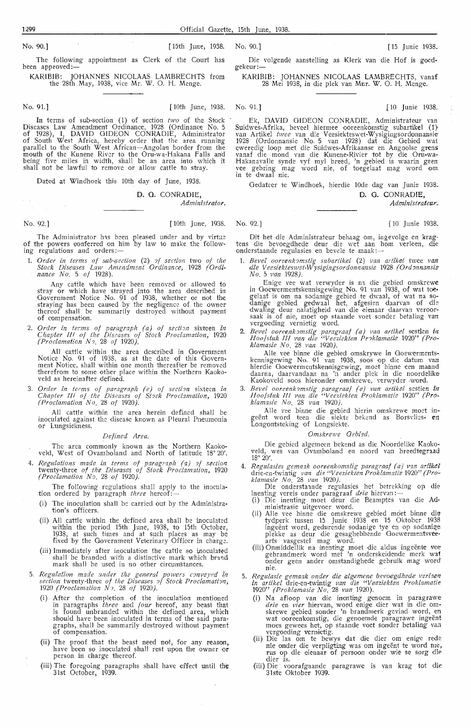No. 90.] [15th June, 1938.

The following appointment as Clerk of the Court has been approved:—

KARIBIB: JOHANNES NICOLAAS LAMBRECHTS from the 28th May, 1938, vice Mr. W. O. H. Menge.

No. 91.] [10th June, 1938.

In terms of sub-section (1) of section *two* of the Stock Diseases Law Amendment Ordinance, 1928 (Ordinance No. 5 of 1928), I, DAVID GIDEON CONRADIE, Administrator of South West Africa, hereby order that the area running parallel to the South West African—Angolan border from the mouth of the Kunene River to the Oru-wa-Hakana Falls and being five miles in width, shall be an area into which it shall not be lawful to remove or allow cattle to stray.

Dated at Windhoek this 10th day of June, 1938.

D. G. CONRADIE,
*Administrator.*

No. 92.] [10th June, 1938.

The Administrator has been pleased under and by virtue of the powers conferred on him by law to make the following regulations and orders:—

1. *Order in terms of sub-section (2) of section* two *of the Stock Diseases Law Amendment Ordinance,* 1928 *(Ordinance No. 5 of 1928).*

   Any cattle which have been removed or allowed to stray or which have strayed into the area described in Government Notice No. 91 of 1938, whether or not the straying has been caused by the negligence of the owner thereof shall be summarily destroyed without payment of compensation.

2. *Order in terms of paragraph (a) of section* sixteen *in Chapter III of the Diseases of Stock Proclamation,* 1920 *(Proclamation No. 28 of 1920).*

   All cattle within the area described in Government Notice No. 91 of 1938, as at the date of this Government Notice, shall within one month thereafter be removed therefrom to some other place within the Northern Kaokoveld as hereinafter defined.

3. *Order in terms of paragraph (e) of section* sixteen *in Chapter III of the Diseases of Stock Proclamation,* 1920 *(Proclamation No. 28 of 1920).*

   All cattle within the area herein defined shall be inoculated against the disease known as Pleural Pneumonia or Lungsickness.

*Defined Area.*

The area commonly known as the Northern Kaokoveld, West of Ovamboland and North of latitude 18° 20'.

4. *Regulations made in terms of paragraph (a) of section* twenty-three *of the Diseases of Stock Proclamation,* 1920 *(Proclamation No. 28 of 1920).*

   The following regulations shall apply to the inoculation ordered by paragraph *three* hereof:—

   (i) The inoculation shall be carried out by the Administration's officers.

   (ii) All cattle within the defined area shall be inoculated within the period 15th June, 1938, to 15th October, 1938, at such times and at such places as may be fixed by the Government Veterinary Officer in charge.

   (iii) Immediately after inoculation the cattle so inoculated shall be branded with a distinctive mark which brand mark shall be used in no other circumstances.

5. *Regulation made under the general powers conveyed in section* twenty-three *of the Diseases of Stock Proclamation,* 1920 *(Proclamation No. 28 of 1920).*

   (i) After the completion of the inoculation mentioned in paragraphs *three* and *four* hereof, any beast that is found unbranded within the defined area, which should have been inoculated in terms of the said paragraphs, shall be summarily destroyed without payment of compensation.

   (ii) The proof that the beast need not, for any reason, have been so inoculated shall rest upon the owner or person in charge thereof.

   (iii) The foregoing paragraphs shall have effect until the 31st October, 1939.

No. 90.] [15 Junie 1938.

Die volgende aanstelling as Klerk van die Hof is goedgekeur:—

KARIBIB: JOHANNES NICOLAAS LAMBRECHTS, vanaf 28 Mei 1938, in die plek van Mnr. W. O. H. Menge.

No. 91.] [10 Junie 1938.

Ek, DAVID GIDEON CONRADIE, Administrateur van Suidwes-Afrika, beveel hiermee ooreenkomstig subartikel (1) van Artikel *twee* van die Veesiektes wet-Wysigingsordonnansie 1928 (Ordonnansie No. 5 van 1928) dat die Gebied wat eweredig loop met die Suidwes-Afrikaanse en Angoolse grens vanaf die mond van die Kunene-Rivier tot by die Oru-wa-Hakanavalle synde vyf myl breed, 'n gebied is waarin geen vee gebring mag word nie, of toegelaat mag word om in te dwaal nie.

Gedateer te Windhoek, hierdie 10de dag van Junie 1938.

D. G. CONRADIE,
*Administrateur.*

No. 92.] [10 Junie 1938.

Dit het die Administrateur behaag om, ingevolge en kragtens die bevoegdhede deur die wet aan hom verleen, die onderstaande regulasies en bevele te maak:—

1. *Bevel ooreenkomstig subartikel (2) van artikel* twee *van die Veesiekteswet-Wysigingsordonnansie* 1928 *(Ordonnansie No. 5 van 1928).*

   Enige vee wat verwyder is na die gebied omskrewe in Goewermentskennisgewing No. 91 van 1938, of wat toegelaat is om na sodanige gebied te dwaal, of wat na sodanige gebied gedwaal het, afgesien daarvan of die dwaling deur nalatigheid van die eienaar daarvan veroorsaak is of nie, moet op staande voet sonder betaling van vergoeding vernietig word.

2. *Bevel ooreenkomstig paragraaf (a) van artikel* sestien *in Hoofstuk III van die "Veeziekten Proklamatie* 1920" *(Proklamasie No. 28 van 1920).*

   Alle vee binne die gebied omskrywe in Goewermentskennisgewing No. 91 van 1938, soos op die datum van hierdie Goewermentskennisgewing, moet binne een maand daarna, daarvandaan na 'n ander plek in die noordelike Kaokoveld soos hieronder omskrewe, verwyder word.

3. *Bevel ooreenkomstig paragraaf (e) van artikel* sestien *in Hoofstuk III van die "Veeziekten Proklamatie* 1920" *(Proklamasie No. 28 van 1920).*

   Alle vee binne die gebied hierin omskrewe moet ingeënt word teen die siekte bekend as Borsvlies- en Longontsteking of Longsiekte.

*Omskrewe Gebied.*

Die gebied algemeen bekend as die Noordelike Kaokoveld, wes van Ovamboland en noord van breedtegraad 18° 20'.

4. *Regulasies gemaak ooreenkomstig paragraaf (a) van artikel* drie-en-twintig *van die "Veeziekten Proklamatie* 1920" *(Proklamasie No. 28 van 1920).*

   Die onderstaande regulasies het betrekking op die inenting vereis onder paragraaf *drie* hiervan:—

   (i) Die inenting moet deur die Beamptes van die Administrasie uitgevoer word.

   (ii) Alle vee binne die omskrewe gebied moet binne die tydperk tussen 15 Junie 1938 en 15 Oktober 1938 ingeënt word, gedurende sodanige tye en op sodanige plekke as deur die gesaghebbende Goewermentsveearts vasgestel mag word.

   (iii) Onmiddellik na inenting moet die aldus ingeënte vee gebrandmerk word met 'n onderskeidende merk wat onder geen ander omstandighede gebruik mag word nie.

5. *Regulasie gemaak onder die algemene bevoegdhede verleen in artikel* drie-en-twintig *van die "Veeziekten Proklamatie* 1920" *(Proklamasie No. 28 van 1920).*

   (i) Na afloop van die inenting genoem in paragrawe *drie* en *vier* hiervan, word enige dier wat in die omskrewe gebied sonder 'n brandmerk gevind word, en wat ooreenkomstig, die genoemde paragrawe ingeënt moes gewees het, op staande voet sonder betaling van vergoeding vernietig.

   (ii) Die las om te bewys dat die dier om enige rede nie onder die verpligting was om ingeënt te word nie, rus op die eienaar of persoon onder wie se sorg die dier is.

   (iii) Die voorafgaande paragrawe is van krag tot die 31ste Oktober 1939.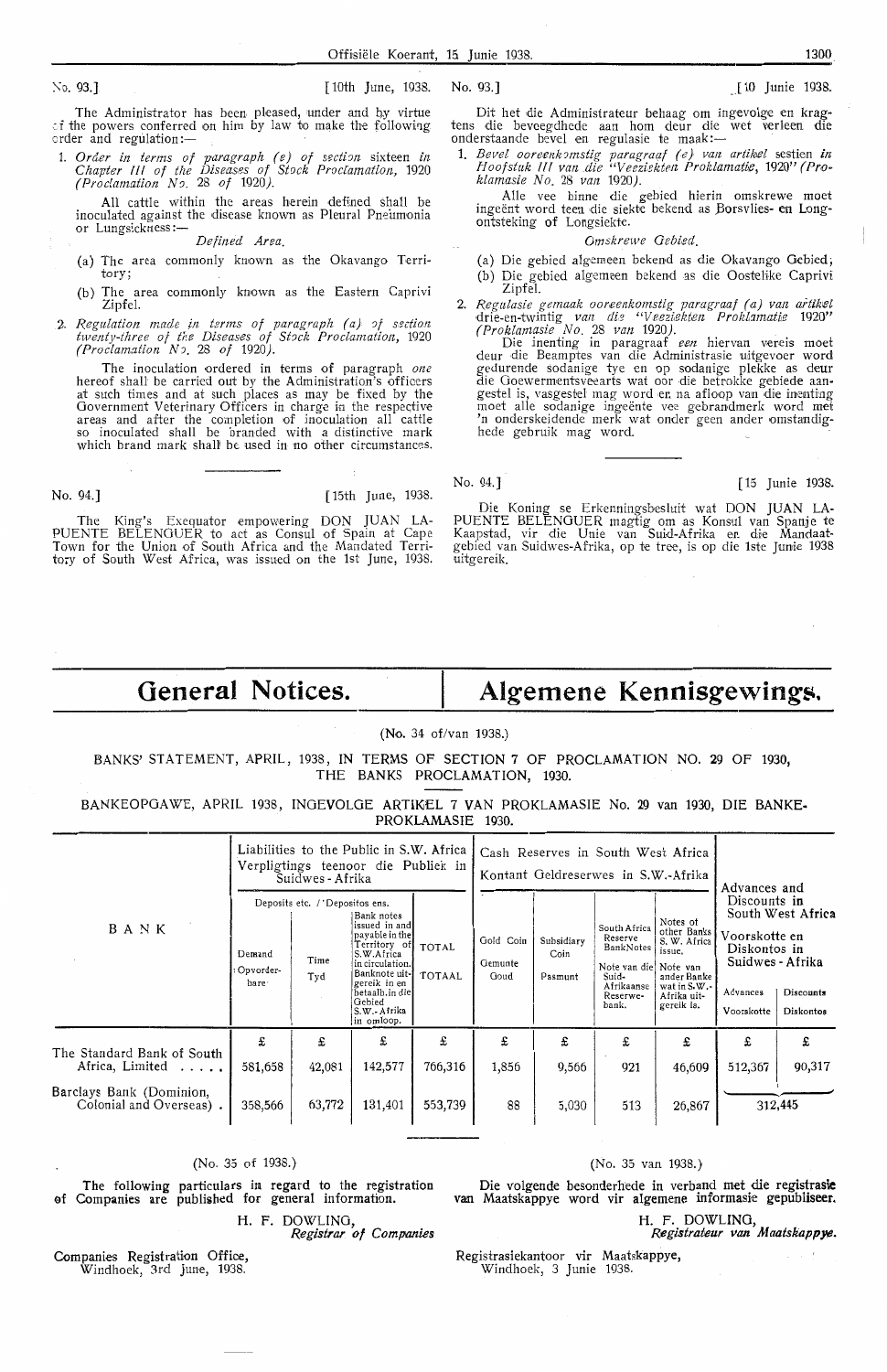No. 93.] [10th June, 1938.

The Administrator has been pleased, under and by virtue of the powers conferred on him by law to make the following order and regulation:—

1. *Order in terms of paragraph (e) of section sixteen in Chapter III of the Diseases of Stock Proclamation,* 1920 *(Proclamation No.* 28 *of* 1920*).*

All cattle within the areas herein defined shall be inoculated against the disease known as Pleural Pneumonia or Lungsickness:—

*Defined Area.*

(a) The area commonly known as the Okavango Territory;

(b) The area commonly known as the Eastern Caprivi Zipfel.

2. *Regulation made in terms of paragraph (a) of section twenty-three of the Diseases of Stock Proclamation,* 1920 *(Proclamation No.* 28 *of* 1920*).*

The inoculation ordered in terms of paragraph *one* hereof shall be carried out by the Administration's officers at such times and at such places as may be fixed by the Government Veterinary Officers in charge in the respective areas and after the completion of inoculation all cattle so inoculated shall be branded with a distinctive mark which brand mark shall be used in no other circumstances.

No. 93.] [10 Junie 1938.

Dit het die Administrateur behaag om ingevolge en kragtens die bevoegdhede aan hom deur die wet verleen die onderstaande bevel en regulasie te maak:—

1. *Bevel ooreenkomstig paragraaf (e) van artikel* sestien *in Hoofstuk III van die "Veeziekten Proklamatie,* 1920" *(Proklamasie No.* 28 *van* 1920*).*

Alle vee binne die gebied hierin omskrewe moet ingeënt word teen die siekte bekend as Borsvlies- en Longontsteking of Longsiekte.

*Omskrewe Gebied.*

(a) Die gebied algemeen bekend as die Okavango Gebied;

(b) Die gebied algemeen bekend as die Oostelike Caprivi Zipfel.

2. *Regulasie gemaak ooreenkomstig paragraaf (a) van artikel drie-en-twintig van die "Veeziekten Proklamatie* 1920" *(Proklamasie No.* 28 *van* 1920*).*

Die inenting in paragraaf *een* hiervan vereis moet deur die Beamptes van die Administrasie uitgevoer word gedurende sodanige tye en op sodanige plekke as deur die Goewermentsveearts wat oor die betrokke gebiede aangestel is, vasgestel mag word en na afloop van die inenting moet alle sodanige ingeënte vee gebrandmerk word met 'n onderskeidende merk wat onder geen ander omstandighede gebruik mag word.

No. 94.] [15th June, 1938.

The King's Exequator empowering DON JUAN LAPUENTE BELENGUER to act as Consul of Spain at Cape Town for the Union of South Africa and the Mandated Territory of South West Africa, was issued on the 1st June, 1938.

No. 94.] [15 Junie 1938.

Die Koning se Erkenningsbesluit wat DON JUAN LAPUENTE BELENGUER magtig om as Konsul van Spanje te Kaapstad, vir die Unie van Suid-Afrika en die Mandaatgebied van Suidwes-Afrika, op te tree, is op die 1ste Junie 1938 uitgereik.

# General Notices. / Algemene Kennisgewings.

(No. 34 of/van 1938.)

BANKS' STATEMENT, APRIL, 1938, IN TERMS OF SECTION 7 OF PROCLAMATION NO. 29 OF 1930, THE BANKS PROCLAMATION, 1930.

BANKEOPGAWE, APRIL 1938, INGEVOLGE ARTIKEL 7 VAN PROKLAMASIE No. 29 van 1930, DIE BANKE-PROKLAMASIE 1930.

| BANK | Liabilities to the Public in S.W. Africa / Verpligtings teenoor die Publiek in Suidwes-Afrika | | | | Cash Reserves in South West Africa / Kontant Geldreserwes in S.W.-Afrika | | | | Advances and Discounts in South West Africa / Voorskotte en Diskontos in Suidwes-Afrika | |
|---|---|---|---|---|---|---|---|---|---|---|
| | Deposits etc. / Depositos ens. Demand / Opvorderbare | Deposits etc. / Depositos ens. Time / Tyd | Bank notes issued in and payable in the Territory of S.W.Africa in circulation. / Banknote uitgereik in en betaalb. in die Gebied S.W.-Afrika in omloop. | TOTAL / TOTAAL | Gold Coin / Gemunte Goud | Subsidiary Coin / Pasmunt | South Africa Reserve BankNotes / Note van die Suid-Afrikaanse Reserwe-bank. | Notes of other Banks S.W. Africa issue. / Note van ander Banke wat in S.W.-Afrika uitgereik is. | Advances / Voorskotte | Discounts / Diskontos |
| | £ | £ | £ | £ | £ | £ | £ | £ | £ | £ |
| The Standard Bank of South Africa, Limited ..... | 581,658 | 42,081 | 142,577 | 766,316 | 1,856 | 9,566 | 921 | 46,609 | 512,367 | 90,317 |
| Barclays Bank (Dominion, Colonial and Overseas) . | 358,566 | 63,772 | 131,401 | 553,739 | 88 | 5,030 | 513 | 26,867 | 312,445 | |

(No. 35 of 1938.)

**The following particulars in regard to the registration of Companies are published for general information.**

H. F. DOWLING,
*Registrar of Companies*

Companies Registration Office,
Windhoek, 3rd June, 1938.

(No. 35 van 1938.)

**Die volgende besonderhede in verband met die registrasie van Maatskappye word vir algemene informasie gepubliseer.**

H. F. DOWLING,
*Registrateur van Maatskappye.*

Registrasiekantoor vir Maatskappye,
Windhoek, 3 Junie 1938.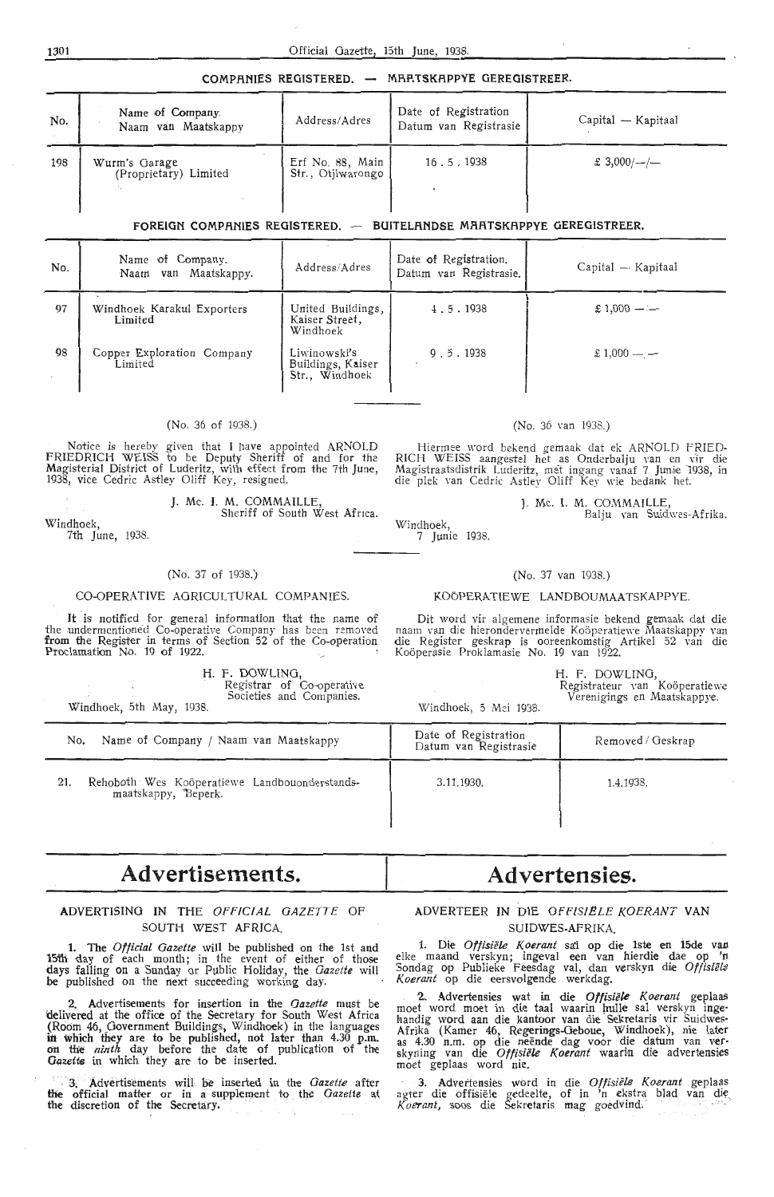## COMPANIES REGISTERED. — MAATSKAPPYE GEREGISTREER.

| No. | Name of Company. Naam van Maatskappy | Address/Adres | Date of Registration Datum van Registrasie | Capital — Kapitaal |
|---|---|---|---|---|
| 198 | Wurm's Garage (Proprietary) Limited | Erf No. 88, Main Str., Otjiwarongo | 16.5.1938 | £ 3,000/—/— |

## FOREIGN COMPANIES REGISTERED. — BUITELANDSE MAATSKAPPYE GEREGISTREER.

| No. | Name of Company. Naam van Maatskappy. | Address/Adres | Date of Registration. Datum van Registrasie. | Capital — Kapitaal |
|---|---|---|---|---|
| 97 | Windhoek Karakul Exporters Limited | United Buildings, Kaiser Street, Windhoek | 4.5.1938 | £ 1,000 — — |
| 98 | Copper Exploration Company Limited | Liwinowski's Buildings, Kaiser Str., Windhoek | 9.5.1938 | £ 1,000 — — |

(No. 36 of 1938.)

Notice is hereby given that I have appointed ARNOLD FRIEDRICH WEISS to be Deputy Sheriff of and for the Magisterial District of Luderitz, with effect from the 7th June, 1938, vice Cedric Astley Oliff Key, resigned.

J. Mc. I. M. COMMAILLE,
Sheriff of South West Africa.

Windhoek,
7th June, 1938.

(No. 36 van 1938.)

Hiermee word bekend gemaak dat ek ARNOLD FRIEDRICH WEISS aangestel het as Onderbalju van en vir die Magistraatsdistrik Luderitz, met ingang vanaf 7 Junie 1938, in die plek van Cedric Astley Oliff Key wie bedank het.

J. Mc. I. M. COMMAILLE,
Balju van Suidwes-Afrika.

Windhoek,
7 Junie 1938.

(No. 37 of 1938.)

CO-OPERATIVE AGRICULTURAL COMPANIES.

It is notified for general information that the name of the undermentioned Co-operative Company has been removed from the Register in terms of Section 52 of the Co-operation Proclamation No. 19 of 1922.

H. F. DOWLING,
Registrar of Co-operative Societies and Companies.

Windhoek, 5th May, 1938.

(No. 37 van 1938.)

KOÖPERATIEWE LANDBOUMAATSKAPPYE.

Dit word vir algemene informasie bekend gemaak dat die naam van die hierondervermelde Koöperatiewe Maatskappy van die Register geskrap is ooreenkomstig Artikel 52 van die Koöperasie Proklamasie No. 19 van 1922.

H. F. DOWLING,
Registrateur van Koöperatiewe Verenigings en Maatskappye.

Windhoek, 5 Mei 1938.

| No. | Name of Company / Naam van Maatskappy | Date of Registration Datum van Registrasie | Removed / Geskrap |
|---|---|---|---|
| 21. | Rehoboth Wes Koöperatiewe Landbouonderstandsmaatskappy, Beperk. | 3.11.1930. | 1.4.1938. |

# Advertisements.

# Advertensies.

ADVERTISING IN THE *OFFICIAL GAZETTE* OF SOUTH WEST AFRICA.

1. The *Official Gazette* will be published on the 1st and 15th day of each month; in the event of either of those days falling on a Sunday or Public Holiday, the *Gazette* will be published on the next succeeding working day.

2. Advertisements for insertion in the *Gazette* must be delivered at the office of the Secretary for South West Africa (Room 46, Government Buildings, Windhoek) in the languages in which they are to be published, not later than 4.30 p.m. on the *ninth* day before the date of publication of the *Gazette* in which they are to be inserted.

3. Advertisements will be inserted in the *Gazette* after the official matter or in a supplement to the *Gazette* at the discretion of the Secretary.

ADVERTEER IN DIE *OFFISIËLE KOERANT* VAN SUIDWES-AFRIKA.

1. Die *Offisiële Koerant* sal op die 1ste en 15de van elke maand verskyn; ingeval een van hierdie dae op 'n Sondag op Publieke Feesdag val, dan verskyn die *Offisiële Koerant* op die eersvolgende werkdag.

2. Advertensies wat in die *Offisiële Koerant* geplaas moet word moet in die taal waarin hulle sal verskyn ingehandig word aan die kantoor van die Sekretaris vir Suidwes-Afrika (Kamer 46, Regerings-Geboue, Windhoek), nie later as 4.30 n.m. op die neënde dag voor die datum van verskyning van die *Offisiële Koerant* waarin die advertensies moet geplaas word nie.

3. Advertensies word in die *Offisiële Koerant* geplaas agter die offisiële gedeelte, of in 'n ekstra blad van die *Koerant*, soos die Sekretaris mag goedvind.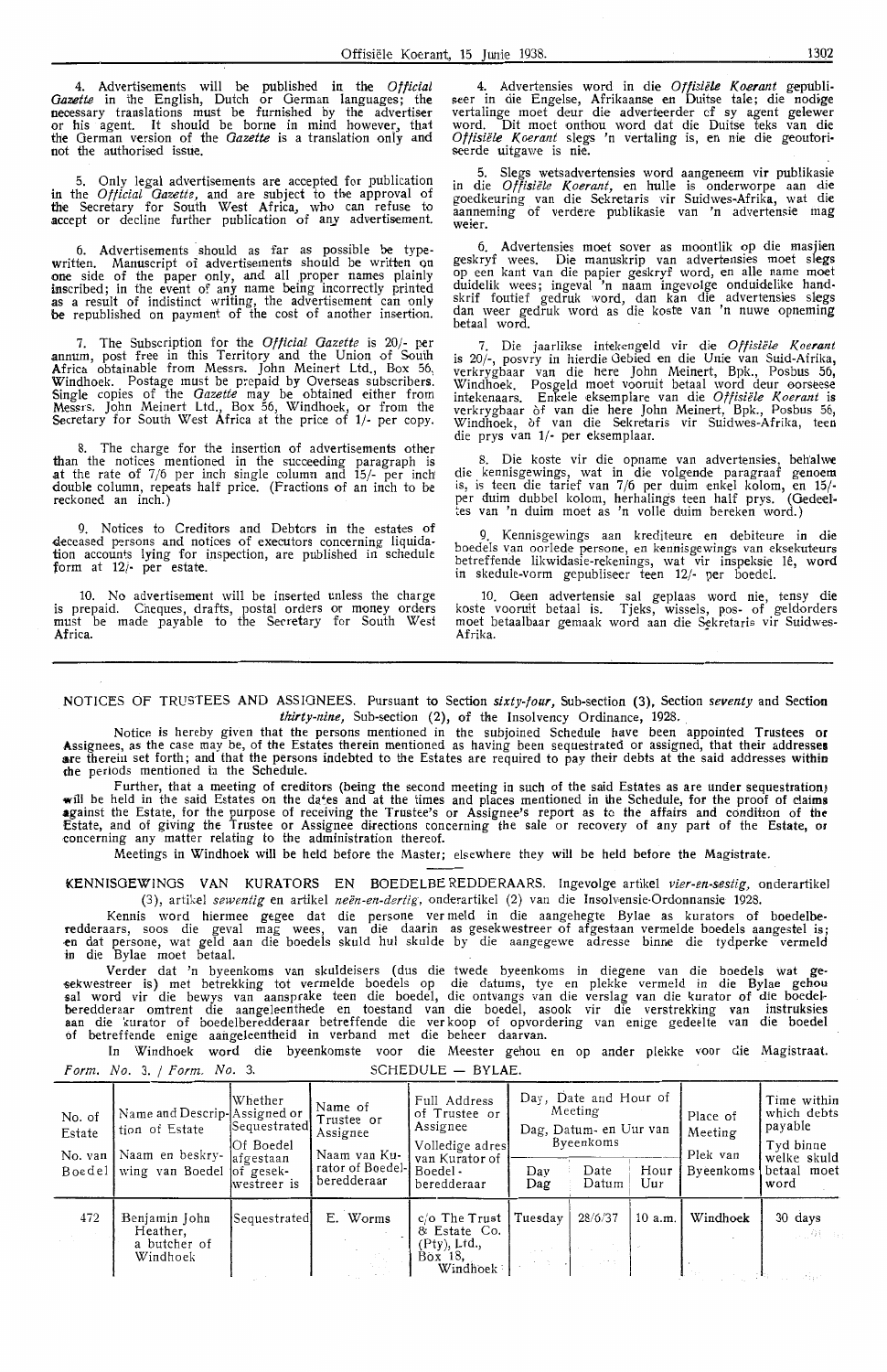4. Advertisements will be published in the *Official Gazette* in the English, Dutch or German languages; the necessary translations must be furnished by the advertiser or his agent. It should be borne in mind however, that the German version of the *Gazette* is a translation only and not the authorised issue.

5. Only legal advertisements are accepted for publication in the *Official Gazette*, and are subject to the approval of the Secretary for South West Africa, who can refuse to accept or decline further publication of any advertisement.

6. Advertisements should as far as possible be typewritten. Manuscript of advertisements should be written on one side of the paper only, and all proper names plainly inscribed; in the event of any name being incorrectly printed as a result of indistinct writing, the advertisement can only be republished on payment of the cost of another insertion.

7. The Subscription for the *Official Gazette* is 20/- per annum, post free in this Territory and the Union of South Africa obtainable from Messrs. John Meinert Ltd., Box 56, Windhoek. Postage must be prepaid by Overseas subscribers. Single copies of the *Gazette* may be obtained either from Messrs. John Meinert Ltd., Box 56, Windhoek, or from the Secretary for South West Africa at the price of 1/- per copy.

8. The charge for the insertion of advertisements other than the notices mentioned in the succeeding paragraph is at the rate of 7/6 per inch single column and 15/- per inch double column, repeats half price. (Fractions of an inch to be reckoned an inch.)

9. Notices to Creditors and Debtors in the estates of deceased persons and notices of executors concerning liquidation accounts lying for inspection, are published in schedule form at 12/- per estate.

10. No advertisement will be inserted unless the charge is prepaid. Cheques, drafts, postal orders or money orders must be made payable to the Secretary for South West Africa.

4. Advertensies word in die *Offisiële Koerant* gepubliseer in die Engelse, Afrikaanse en Duitse tale; die nodige vertalinge moet deur die adverteerder of sy agent gelewer word. Dit moet onthou word dat die Duitse teks van die *Offisiële Koerant* slegs 'n vertaling is, en nie die geoutoriseerde uitgawe is nie.

5. Slegs wetsadvertensies word aangeneem vir publikasie in die *Offisiële Koerant*, en hulle is onderworpe aan die goedkeuring van die Sekretaris vir Suidwes-Afrika, wat die aanneming of verdere publikasie van 'n advertensie mag weier.

6. Advertensies moet sover as moontlik op die masjien geskryf wees. Die manuskrip van advertensies moet slegs op een kant van die papier geskryf word, en alle name moet duidelik wees; ingeval 'n naam ingevolge onduidelike handskrif foutief gedruk word, dan kan die advertensies slegs dan weer gedruk word as die koste van 'n nuwe opneming betaal word.

7. Die jaarlikse intekengeld vir die *Offisiële Koerant* is 20/-, posvry in hierdie Gebied en die Unie van Suid-Afrika, verkrygbaar van die here John Meinert, Bpk., Posbus 56, Windhoek. Posgeld moet vooruit betaal word deur oorseese intekenaars. Enkele eksemplare van die *Offisiële Koerant* is verkrygbaar òf van die here John Meinert, Bpk., Posbus 56, Windhoek, òf van die Sekretaris vir Suidwes-Afrika, teen die prys van 1/- per eksemplaar.

8. Die koste vir die opname van advertensies, behalwe die kennisgewings, wat in die volgende paragraaf genoem is, is teen die tarief van 7/6 per duim enkel kolom, en 15/- per duim dubbel kolom, herhalings teen half prys. (Gedeeltes van 'n duim moet as 'n volle duim bereken word.)

9. Kennisgewings aan krediteure en debiteure in die boedels van oorlede persone, en kennisgewings van eksekuteurs betreffende likwidasie-rekenings, wat vir inspeksie lê, word in skedule-vorm gepubliseer teen 12/- per boedel.

10. Geen advertensie sal geplaas word nie, tensy die koste vooruit betaal is. Tjeks, wissels, pos- of geldorders moet betaalbaar gemaak word aan die Sekretaris vir Suidwes-Afrika.

---

NOTICES OF TRUSTEES AND ASSIGNEES. Pursuant to Section *sixty-four*, Sub-section (3), Section *seventy* and Section *thirty-nine*, Sub-section (2), of the Insolvency Ordinance, 1928.

Notice is hereby given that the persons mentioned in the subjoined Schedule have been appointed Trustees or Assignees, as the case may be, of the Estates therein mentioned as having been sequestrated or assigned, that their addresses are therein set forth; and that the persons indebted to the Estates are required to pay their debts at the said addresses within the periods mentioned in the Schedule.

Further, that a meeting of creditors (being the second meeting in such of the said Estates as are under sequestration) will be held in the said Estates on the dates and at the times and places mentioned in the Schedule, for the proof of claims against the Estate, for the purpose of receiving the Trustee's or Assignee's report as to the affairs and condition of the Estate, and of giving the Trustee or Assignee directions concerning the sale or recovery of any part of the Estate, or concerning any matter relating to the administration thereof.

Meetings in Windhoek will be held before the Master; elsewhere they will be held before the Magistrate.

KENNISGEWINGS VAN KURATORS EN BOEDELBEREDDERAARS. Ingevolge artikel *vier-en-sestig*, onderartikel (3), artikel *sewentig* en artikel *neën-en-dertig*, onderartikel (2) van die Insolvensie-Ordonnansie 1928.

Kennis word hiermee gegee dat die persone vermeld in die aangehegte Bylae as kurators of boedelberedderaars, soos die geval mag wees, van die daarin as gesekwestreer of afgestaan vermelde boedels aangestel is; en dat persone, wat geld aan die boedels skuld hul skulde by die aangegewe adresse binne die tydperke vermeld in die Bylae moet betaal.

Verder dat 'n byeenkoms van skuldeisers (dus die twede byeenkoms in diegene van die boedels wat gesekwestreer is) met betrekking tot vermelde boedels op die datums, tye en plekke vermeld in die Bylae gehou sal word vir die bewys van aansprake teen die boedel, die ontvangs van die verslag van die kurator of die boedelberedderaar omtrent die aangeleenthede en toestand van die boedel, asook vir die verstrekking van instruksies aan die kurator of boedelberedderaar betreffende die verkoop of opvordering van enige gedeelte van die boedel of betreffende enige aangeleentheid in verband met die beheer daarvan.

In Windhoek word die byeenkomste voor die Meester gehou en op ander plekke voor die Magistraat.

*Form. No. 3. / Form. No. 3.* SCHEDULE — BYLAE.

| No. of Estate / No. van Boedel | Name and Description of Estate / Naam en beskrywing van Boedel | Whether Assigned or Sequestrated / Of Boedel afgestaan of gesekwestreer is | Name of Trustee or Assignee / Naam van Kurator of Boedelberedderaar | Full Address of Trustee or Assignee / Volledige adres van Kurator of Boedelberedderaar | Day, Date and Hour of Meeting / Dag, Datum- en Uur van Byeenkoms: Day / Dag | Date / Datum | Hour / Uur | Place of Meeting / Plek van Byeenkoms | Time within which debts payable / Tyd binne welke skuld betaal moet word |
|---|---|---|---|---|---|---|---|---|---|
| 472 | Benjamin John Heather, a butcher of Windhoek | Sequestrated | E. Worms | c/o The Trust & Estate Co. (Pty), Ltd., Box 18, Windhoek | Tuesday | 28/6/37 | 10 a.m. | Windhoek | 30 days |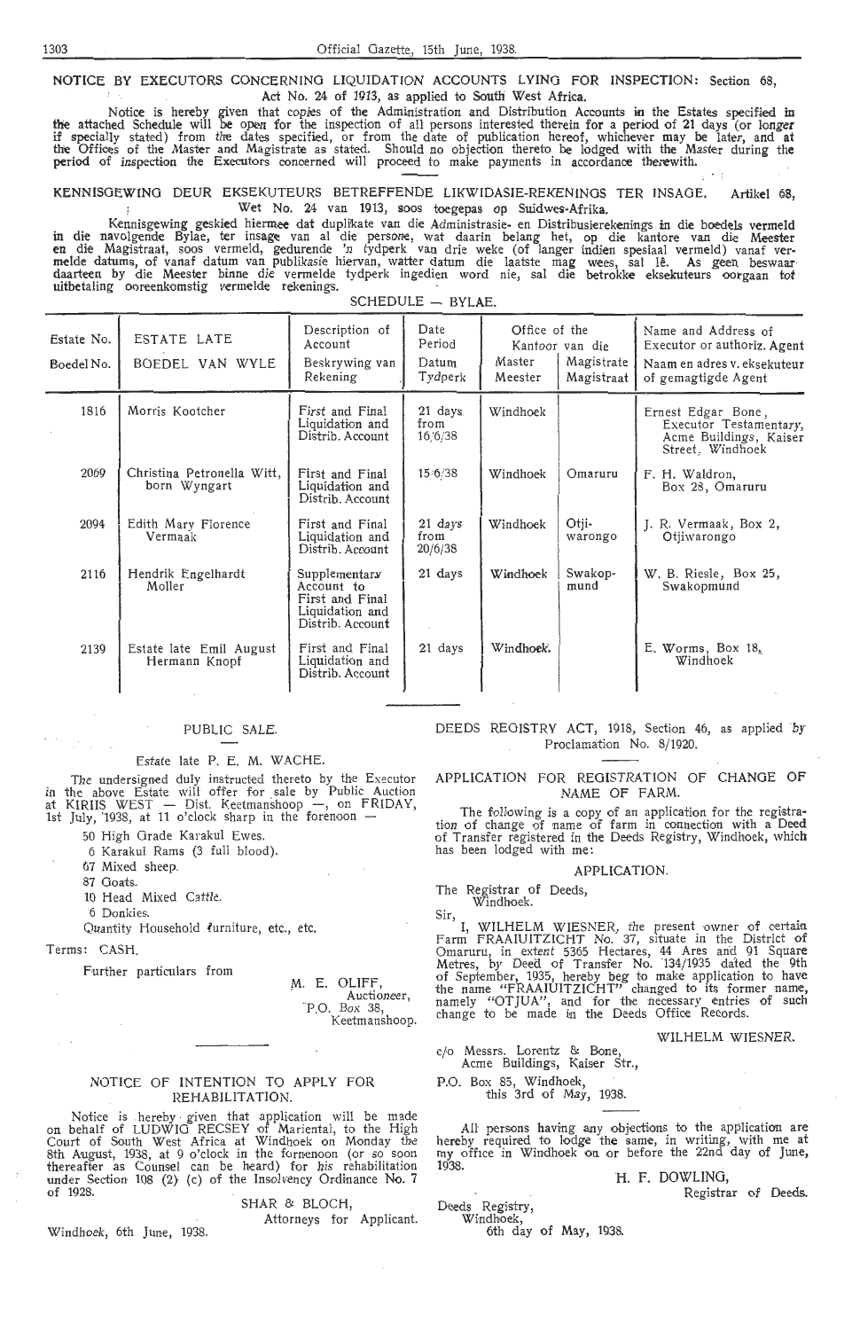## NOTICE BY EXECUTORS CONCERNING LIQUIDATION ACCOUNTS LYING FOR INSPECTION: Section 68, Act No. 24 of 1913, as applied to South West Africa.

Notice is hereby given that copies of the Administration and Distribution Accounts in the Estates specified in the attached Schedule will be open for the inspection of all persons interested therein for a period of 21 days (or longer if specially stated) from the dates specified, or from the date of publication hereof, whichever may be later, and at the Offices of the Master and Magistrate as stated. Should no objection thereto be lodged with the Master during the period of inspection the Executors concerned will proceed to make payments in accordance therewith.

## KENNISGEWING DEUR EKSEKUTEURS BETREFFENDE LIKWIDASIE-REKENINGS TER INSAGE. Artikel 68, Wet No. 24 van 1913, soos toegepas op Suidwes-Afrika.

Kennisgewing geskied hiermee dat duplikate van die Administrasie- en Distribusierekenings in die boedels vermeld in die navolgende Bylae, ter insage van al die persone, wat daarin belang het, op die kantore van die Meester en die Magistraat, soos vermeld, gedurende 'n tydperk van drie weke (of langer indien spesiaal vermeld) vanaf vermelde datums, of vanaf datum van publikasie hiervan, watter datum die laatste mag wees, sal lê. As geen beswaar daarteen by die Meester binne die vermelde tydperk ingedien word nie, sal die betrokke eksekuteurs oorgaan tot uitbetaling ooreenkomstig vermelde rekenings.

SCHEDULE — BYLAE.

| Estate No. / Boedel No. | ESTATE LATE / BOEDEL VAN WYLE | Description of Account / Beskrywing van Rekening | Date Period / Datum Tydperk | Office of the / Kantoor van die Master / Meester | Magistrate / Magistraat | Name and Address of Executor or authoriz. Agent / Naam en adres v. eksekuteur of gemagtigde Agent |
|---|---|---|---|---|---|---|
| 1816 | Morris Kootcher | First and Final Liquidation and Distrib. Account | 21 days from 16/6/38 | Windhoek | | Ernest Edgar Bone, Executor Testamentary, Acme Buildings, Kaiser Street, Windhoek |
| 2069 | Christina Petronella Witt, born Wyngart | First and Final Liquidation and Distrib. Account | 15/6/38 | Windhoek | Omaruru | F. H. Waldron, Box 28, Omaruru |
| 2094 | Edith Mary Florence Vermaak | First and Final Liquidation and Distrib. Account | 21 days from 20/6/38 | Windhoek | Otjiwarongo | J. R. Vermaak, Box 2, Otjiwarongo |
| 2116 | Hendrik Engelhardt Moller | Supplementary Account to First and Final Liquidation and Distrib. Account | 21 days | Windhoek | Swakopmund | W. B. Riesle, Box 25, Swakopmund |
| 2139 | Estate late Emil August Hermann Knopf | First and Final Liquidation and Distrib. Account | 21 days | Windhoek | | E. Worms, Box 18, Windhoek |

## PUBLIC SALE.

Estate late P. E. M. WACHE.

The undersigned duly instructed thereto by the Executor in the above Estate will offer for sale by Public Auction at KIRIIS WEST — Dist. Keetmanshoop —, on FRIDAY, 1st July, 1938, at 11 o'clock sharp in the forenoon —

- 50 High Grade Karakul Ewes.
- 6 Karakul Rams (3 full blood).
- 67 Mixed sheep.
- 87 Goats.
- 10 Head Mixed Cattle.
- 6 Donkies.

Quantity Household furniture, etc., etc.

Terms: CASH.

Further particulars from

M. E. OLIFF,
Auctioneer,
P.O. Box 38,
Keetmanshoop.

## NOTICE OF INTENTION TO APPLY FOR REHABILITATION.

Notice is hereby given that application will be made on behalf of LUDWIG RECSEY of Mariental, to the High Court of South West Africa at Windhoek on Monday the 8th August, 1938, at 9 o'clock in the forenoon (or so soon thereafter as Counsel can be heard) for his rehabilitation under Section 108 (2) (c) of the Insolvency Ordinance No. 7 of 1928.

SHAR & BLOCH,
Attorneys for Applicant.

Windhoek, 6th June, 1938.

## DEEDS REGISTRY ACT, 1918, Section 46, as applied by Proclamation No. 8/1920.

## APPLICATION FOR REGISTRATION OF CHANGE OF NAME OF FARM.

The following is a copy of an application for the registration of change of name of farm in connection with a Deed of Transfer registered in the Deeds Registry, Windhoek, which has been lodged with me:

APPLICATION.

The Registrar of Deeds,
Windhoek.

Sir,

I, WILHELM WIESNER, the present owner of certain Farm FRAAIUITZICHT No. 37, situate in the District of Omaruru, in extent 5365 Hectares, 44 Ares and 91 Square Metres, by Deed of Transfer No. 134/1935 dated the 9th of September, 1935, hereby beg to make application to have the name "FRAAIUITZICHT" changed to its former name, namely "OTJUA", and for the necessary entries of such change to be made in the Deeds Office Records.

WILHELM WIESNER.

c/o Messrs. Lorentz & Bone,
Acme Buildings, Kaiser Str.,
P.O. Box 85, Windhoek,
this 3rd of May, 1938.

All persons having any objections to the application are hereby required to lodge the same, in writing, with me at my office in Windhoek on or before the 22nd day of June, 1938.

H. F. DOWLING,
Registrar of Deeds.

Deeds Registry,
Windhoek,
6th day of May, 1938.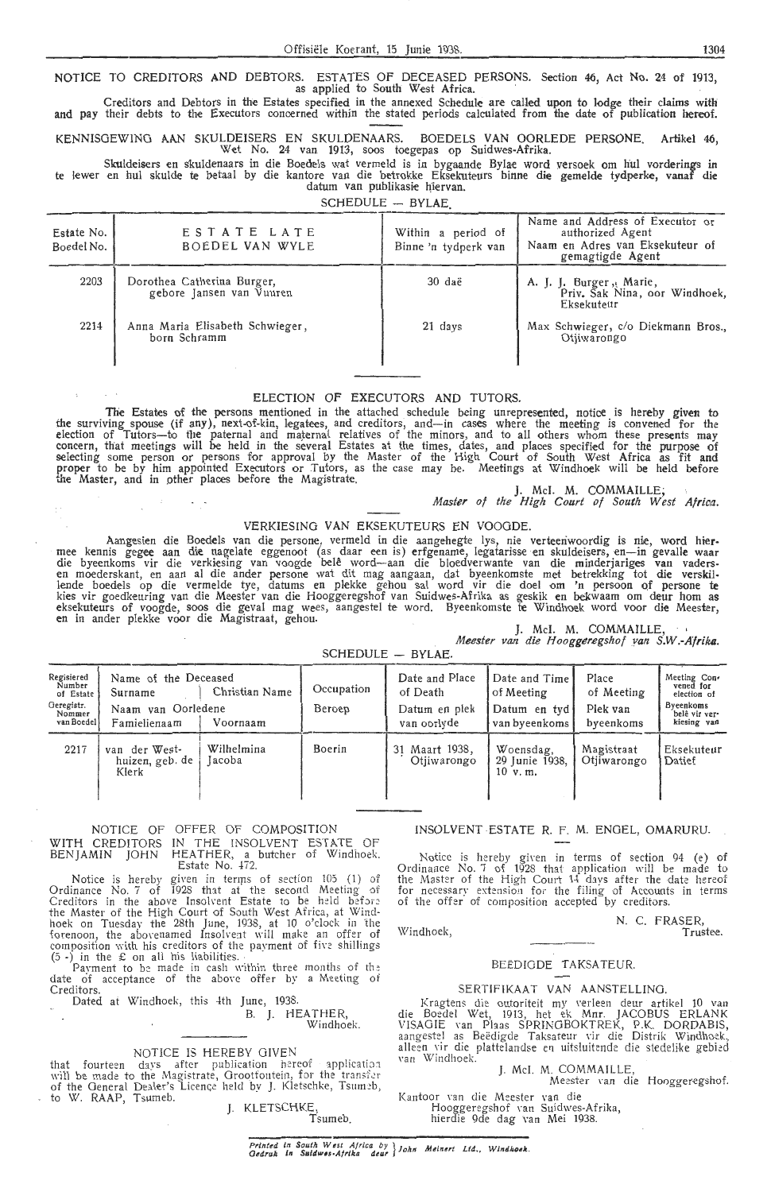NOTICE TO CREDITORS AND DEBTORS. ESTATES OF DECEASED PERSONS. Section 46, Act No. 24 of 1913, as applied to South West Africa.

Creditors and Debtors in the Estates specified in the annexed Schedule are called upon to lodge their claims with and pay their debts to the Executors concerned within the stated periods calculated from the date of publication hereof.

KENNISGEWING AAN SKULDEISERS EN SKULDENAARS. BOEDELS VAN OORLEDE PERSONE. Artikel 46, Wet No. 24 van 1913, soos toegepas op Suidwes-Afrika.

Skuldeisers en skuldenaars in die Boedels wat vermeld is in bygaande Bylae word versoek om hul vorderings in te lewer en hul skulde te betaal by die kantore van die betrokke Eksekuteurs binne die gemelde tydperke, vanaf die datum van publikasie hiervan.

SCHEDULE — BYLAE.

| Estate No. Boedel No. | ESTATE LATE BOEDEL VAN WYLE | Within a period of Binne 'n tydperk van | Name and Address of Executor or authorized Agent Naam en Adres van Eksekuteur of gemagtigde Agent |
|---|---|---|---|
| 2203 | Dorothea Catherina Burger, gebore Jansen van Vuuren | 30 daë | A. J. J. Burger, Marie, Priv. Sak Nina, oor Windhoek, Eksekuteur |
| 2214 | Anna Maria Elisabeth Schwieger, born Schramm | 21 days | Max Schwieger, c/o Diekmann Bros., Otjiwarongo |

ELECTION OF EXECUTORS AND TUTORS.

The Estates of the persons mentioned in the attached schedule being unrepresented, notice is hereby given to the surviving spouse (if any), next-of-kin, legatees, and creditors, and—in cases where the meeting is convened for the election of Tutors—to the paternal and maternal relatives of the minors, and to all others whom these presents may concern, that meetings will be held in the several Estates at the times, dates, and places specified for the purpose of selecting some person or persons for approval by the Master of the High Court of South West Africa as fit and proper to be by him appointed Executors or Tutors, as the case may be. Meetings at Windhoek will be held before the Master, and in other places before the Magistrate.

J. McI. M. COMMAILLE,
*Master of the High Court of South West Africa.*

VERKIESING VAN EKSEKUTEURS EN VOOGDE.

Aangesien die Boedels van die persone, vermeld in die aangehegte lys, nie verteenwoordig is nie, word hiermee kennis gegee aan die nagelate eggenoot (as daar een is) erfgename, legatarisse en skuldeisers, en—in gevalle waar die byeenkoms vir die verkiesing van voogde belê word—aan die bloedverwante van die minderjariges van vadersen moederskant, en aan al die ander persone wat dit mag aangaan, dat byeenkomste met betrekking tot die verskillende boedels op die vermelde tye, datums en plekke gehou sal word vir die doel om 'n persoon of persone te kies vir goedkeuring van die Meester van die Hooggeregshof van Suidwes-Afrika as geskik en bekwaam om deur hom as eksekuteurs of voogde, soos die geval mag wees, aangestel te word. Byeenkomste te Windhoek word voor die Meester, en in ander plekke voor die Magistraat, gehou.

J. McI. M. COMMAILLE,
*Meester van die Hooggeregshof van S.W.-Afrika.*

SCHEDULE — BYLAE.

| Registered Number of Estate Geregistr. Nommer van Boedel | Name of the Deceased Naam van Oorledene Surname Famielienaam | Christian Name Voornaam | Occupation Beroep | Date and Place of Death Datum en plek van oorlyde | Date and Time of Meeting Datum en tyd van byeenkoms | Place of Meeting Plek van byeenkoms | Meeting Convened for election of Byeenkoms belê vir verkiesing van |
|---|---|---|---|---|---|---|---|
| 2217 | van der Westhuizen, geb. de Klerk | Wilhelmina Jacoba | Boerin | 31 Maart 1938, Otjiwarongo | Woensdag, 29 Junie 1938, 10 v. m. | Magistraat Otjiwarongo | Eksekuteur Datief |

NOTICE OF OFFER OF COMPOSITION WITH CREDITORS IN THE INSOLVENT ESTATE OF BENJAMIN JOHN HEATHER, a butcher of Windhoek. Estate No. 472.

Notice is hereby given in terms of section 105 (1) of Ordinance No. 7 of 1928 that at the second Meeting of Creditors in the above Insolvent Estate to be held before the Master of the High Court of South West Africa, at Windhoek on Tuesday the 28th June, 1938, at 10 o'clock in the forenoon, the abovenamed Insolvent will make an offer of composition with his creditors of the payment of five shillings (5/-) in the £ on all his liabilities.

Payment to be made in cash within three months of the date of acceptance of the above offer by a Meeting of Creditors.

Dated at Windhoek, this 4th June, 1938.

B. J. HEATHER,
Windhoek.

NOTICE IS HEREBY GIVEN

that fourteen days after publication hereof application will be made to the Magistrate, Grootfontein, for the transfer of the General Dealer's Licence held by J. Kletschke, Tsumeb, to W. RAAP, Tsumeb.

J. KLETSCHKE,
Tsumeb.

INSOLVENT ESTATE R. F. M. ENGEL, OMARURU.

Notice is hereby given in terms of section 94 (e) of Ordinance No. 7 of 1928 that application will be made to the Master of the High Court 14 days after the date hereof for necessary extension for the filing of Accounts in terms of the offer of composition accepted by creditors.

N. C. FRASER,
Windhoek, Trustee.

BEËDIGDE TAKSATEUR.

SERTIFIKAAT VAN AANSTELLING.

Kragtens die outoriteit my verleen deur artikel 10 van die Boedel Wet, 1913, het ek Mnr. JACOBUS ERLANK VISAGIE van Plaas SPRINGBOKTREK, P.K. DORDABIS, aangestel as Beëdigde Taksateur vir die Distrik Windhoek, alleen vir die plattelandse en uitsluitende die stedelike gebied van Windhoek.

J. McI. M. COMMAILLE,
Meester van die Hooggeregshof.

Kantoor van die Meester van die Hooggeregshof van Suidwes-Afrika, hierdie 9de dag van Mei 1938.

*Printed in South West Africa by / Gedruk in Suidwes-Afrika deur John Meinert Ltd., Windhoek.*